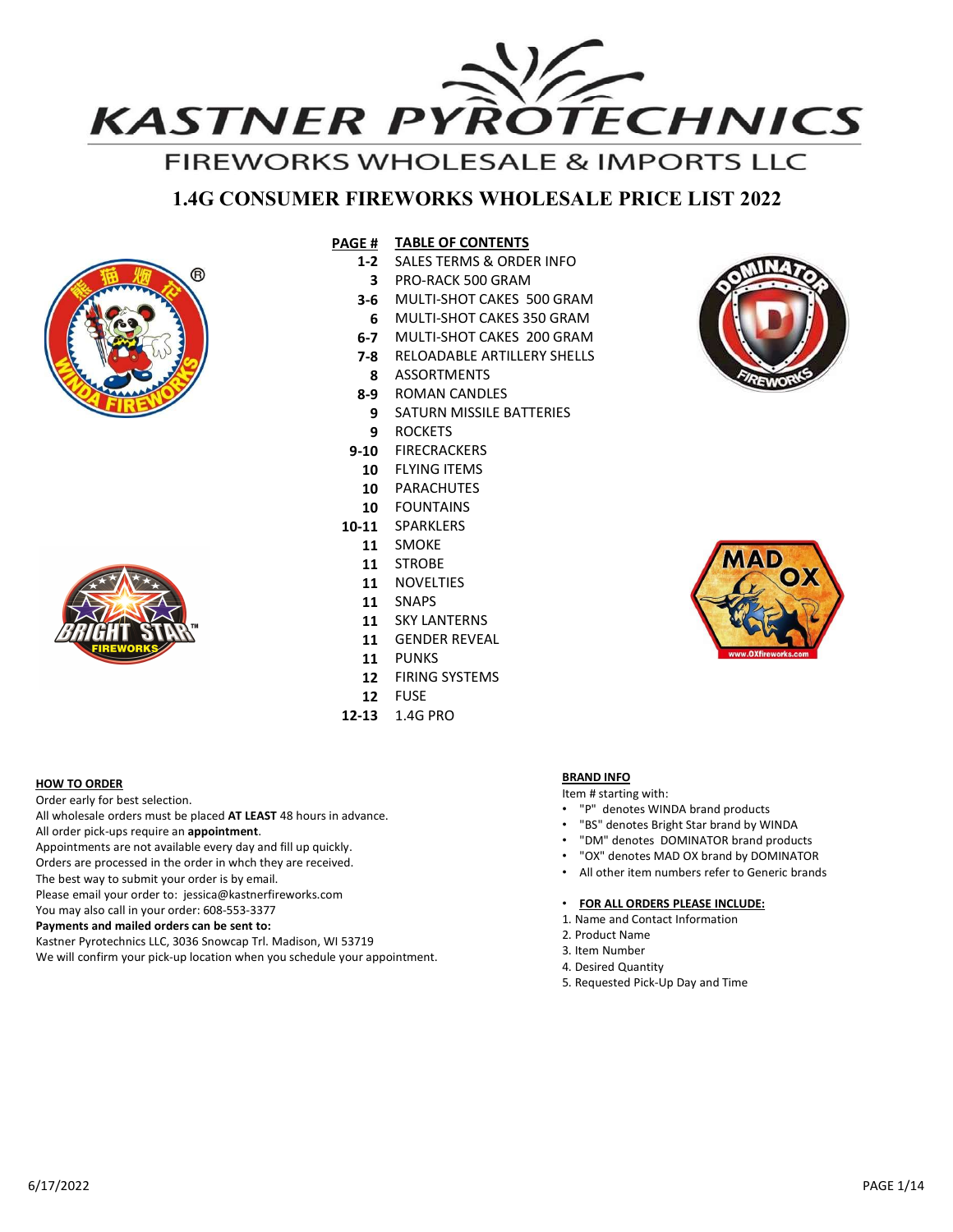# KASTNER PYROTECHNICS

## FIREWORKS WHOLESALE & IMPORTS LLC

## 1.4G CONSUMER FIREWORKS WHOLESALE PRICE LIST 2022

| PAGE # | TABLE OF CONTENTS |
|---|---|
| 1-2 | SALES TERMS & ORDER INFO |
| 3 | PRO-RACK 500 GRAM |
| 3-6 | MULTI-SHOT CAKES 500 GRAM |
| 6 | MULTI-SHOT CAKES 350 GRAM |
| 6-7 | MULTI-SHOT CAKES 200 GRAM |
| 7-8 | RELOADABLE ARTILLERY SHELLS |
| 8 | ASSORTMENTS |
| 8-9 | ROMAN CANDLES |
| 9 | SATURN MISSILE BATTERIES |
| 9 | ROCKETS |
| 9-10 | FIRECRACKERS |
| 10 | FLYING ITEMS |
| 10 | PARACHUTES |
| 10 | FOUNTAINS |
| 10-11 | SPARKLERS |
| 11 | SMOKE |
| 11 | STROBE |
| 11 | NOVELTIES |
| 11 | SNAPS |
| 11 | SKY LANTERNS |
| 11 | GENDER REVEAL |
| 11 | PUNKS |
| 12 | FIRING SYSTEMS |
| 12 | FUSE |
| 12-13 | 1.4G PRO |

### HOW TO ORDER

Order early for best selection.
All wholesale orders must be placed **AT LEAST** 48 hours in advance.
All order pick-ups require an **appointment**.
Appointments are not available every day and fill up quickly.
Orders are processed in the order in whch they are received.
The best way to submit your order is by email.
Please email your order to: jessica@kastnerfireworks.com
You may also call in your order: 608-553-3377
**Payments and mailed orders can be sent to:**
Kastner Pyrotechnics LLC, 3036 Snowcap Trl. Madison, WI 53719
We will confirm your pick-up location when you schedule your appointment.

### BRAND INFO

Item # starting with:

- "P" denotes WINDA brand products
- "BS" denotes Bright Star brand by WINDA
- "DM" denotes DOMINATOR brand products
- "OX" denotes MAD OX brand by DOMINATOR
- All other item numbers refer to Generic brands

- **FOR ALL ORDERS PLEASE INCLUDE:**

1. Name and Contact Information
2. Product Name
3. Item Number
4. Desired Quantity
5. Requested Pick-Up Day and Time

6/17/2022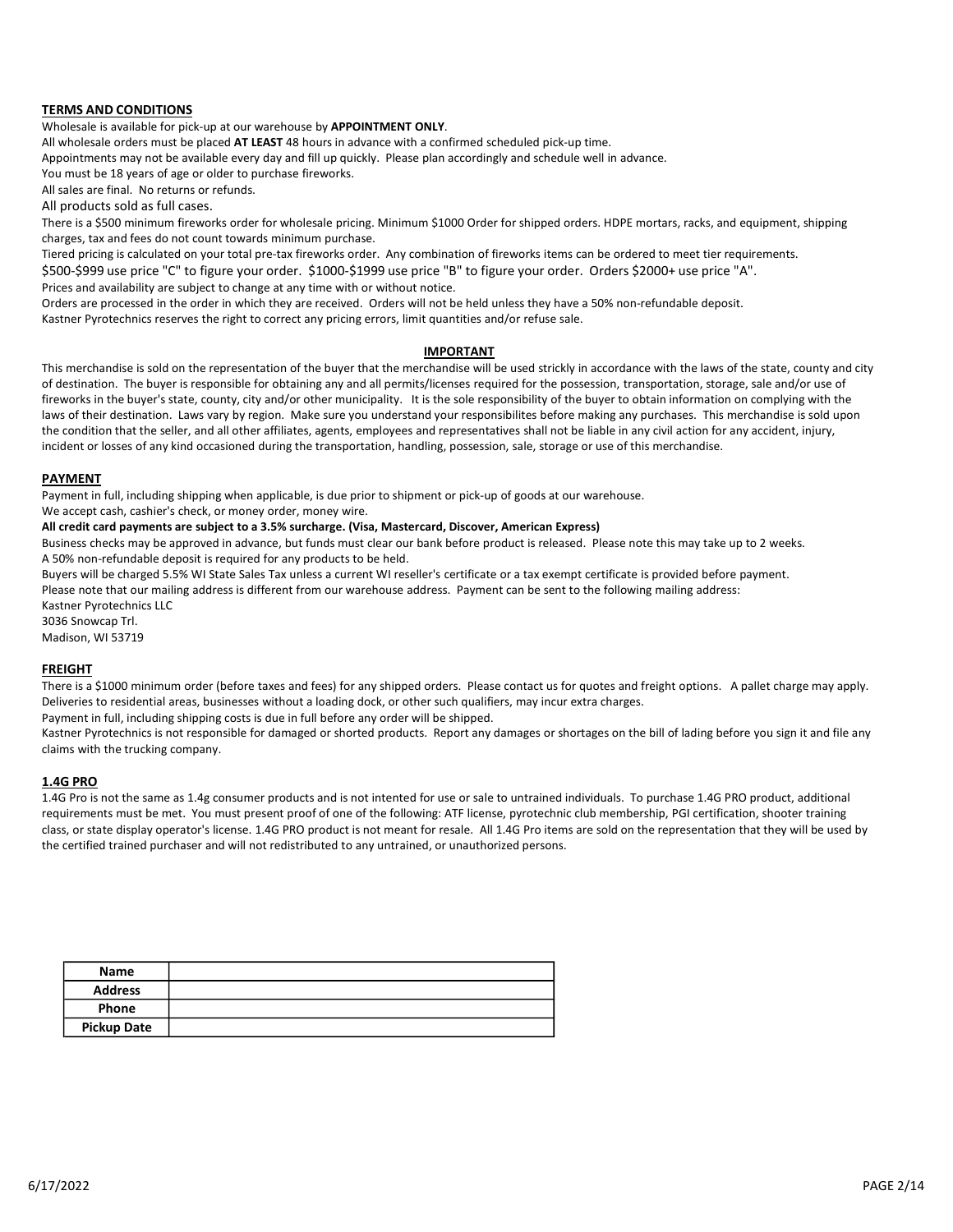## TERMS AND CONDITIONS

Wholesale is available for pick-up at our warehouse by **APPOINTMENT ONLY**.
All wholesale orders must be placed **AT LEAST** 48 hours in advance with a confirmed scheduled pick-up time.
Appointments may not be available every day and fill up quickly. Please plan accordingly and schedule well in advance.
You must be 18 years of age or older to purchase fireworks.
All sales are final. No returns or refunds.
All products sold as full cases.
There is a $500 minimum fireworks order for wholesale pricing. Minimum $1000 Order for shipped orders. HDPE mortars, racks, and equipment, shipping charges, tax and fees do not count towards minimum purchase.
Tiered pricing is calculated on your total pre-tax fireworks order. Any combination of fireworks items can be ordered to meet tier requirements.
$500-$999 use price "C" to figure your order. $1000-$1999 use price "B" to figure your order. Orders $2000+ use price "A".
Prices and availability are subject to change at any time with or without notice.
Orders are processed in the order in which they are received. Orders will not be held unless they have a 50% non-refundable deposit.
Kastner Pyrotechnics reserves the right to correct any pricing errors, limit quantities and/or refuse sale.

## IMPORTANT

This merchandise is sold on the representation of the buyer that the merchandise will be used strickly in accordance with the laws of the state, county and city of destination. The buyer is responsible for obtaining any and all permits/licenses required for the possession, transportation, storage, sale and/or use of fireworks in the buyer's state, county, city and/or other municipality. It is the sole responsibility of the buyer to obtain information on complying with the laws of their destination. Laws vary by region. Make sure you understand your responsibilites before making any purchases. This merchandise is sold upon the condition that the seller, and all other affiliates, agents, employees and representatives shall not be liable in any civil action for any accident, injury, incident or losses of any kind occasioned during the transportation, handling, possession, sale, storage or use of this merchandise.

## PAYMENT

Payment in full, including shipping when applicable, is due prior to shipment or pick-up of goods at our warehouse.
We accept cash, cashier's check, or money order, money wire.
**All credit card payments are subject to a 3.5% surcharge. (Visa, Mastercard, Discover, American Express)**
Business checks may be approved in advance, but funds must clear our bank before product is released. Please note this may take up to 2 weeks.
A 50% non-refundable deposit is required for any products to be held.
Buyers will be charged 5.5% WI State Sales Tax unless a current WI reseller's certificate or a tax exempt certificate is provided before payment.
Please note that our mailing address is different from our warehouse address. Payment can be sent to the following mailing address:
Kastner Pyrotechnics LLC
3036 Snowcap Trl.
Madison, WI 53719

## FREIGHT

There is a $1000 minimum order (before taxes and fees) for any shipped orders. Please contact us for quotes and freight options. A pallet charge may apply. Deliveries to residential areas, businesses without a loading dock, or other such qualifiers, may incur extra charges.
Payment in full, including shipping costs is due in full before any order will be shipped.
Kastner Pyrotechnics is not responsible for damaged or shorted products. Report any damages or shortages on the bill of lading before you sign it and file any claims with the trucking company.

## 1.4G PRO

1.4G Pro is not the same as 1.4g consumer products and is not intented for use or sale to untrained individuals. To purchase 1.4G PRO product, additional requirements must be met. You must present proof of one of the following: ATF license, pyrotechnic club membership, PGI certification, shooter training class, or state display operator's license. 1.4G PRO product is not meant for resale. All 1.4G Pro items are sold on the representation that they will be used by the certified trained purchaser and will not be redistributed to any untrained, or unauthorized persons.

| Name | |
|---|---|
| Address | |
| Phone | |
| Pickup Date | |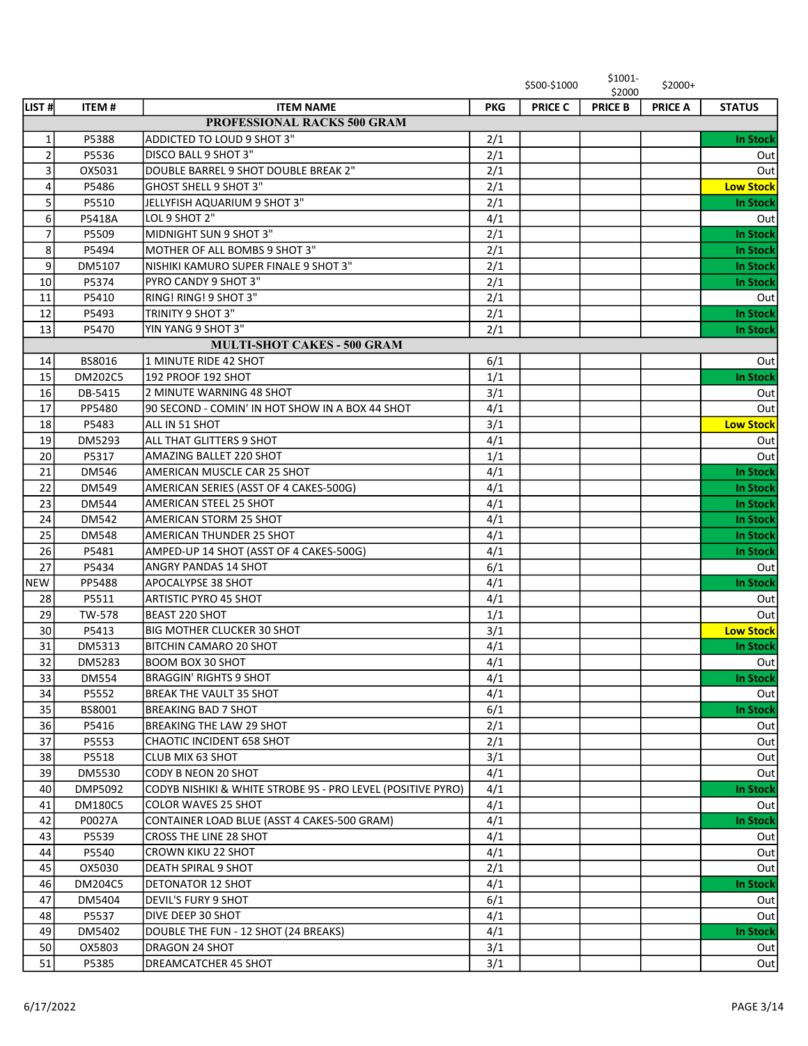| LIST # | ITEM # | ITEM NAME | PKG | PRICE C | PRICE B | PRICE A | STATUS |
|---|---|---|---|---|---|---|---|
| | | | | $500-$1000 | $1001-$2000 | $2000+ | |
| | | **PROFESSIONAL RACKS 500 GRAM** | | | | | |
| 1 | P5388 | ADDICTED TO LOUD 9 SHOT 3" | 2/1 | | | | In Stock |
| 2 | P5536 | DISCO BALL 9 SHOT 3" | 2/1 | | | | Out |
| 3 | OX5031 | DOUBLE BARREL 9 SHOT DOUBLE BREAK 2" | 2/1 | | | | Out |
| 4 | P5486 | GHOST SHELL 9 SHOT 3" | 2/1 | | | | Low Stock |
| 5 | P5510 | JELLYFISH AQUARIUM 9 SHOT 3" | 2/1 | | | | In Stock |
| 6 | P5418A | LOL 9 SHOT 2" | 4/1 | | | | Out |
| 7 | P5509 | MIDNIGHT SUN 9 SHOT 3" | 2/1 | | | | In Stock |
| 8 | P5494 | MOTHER OF ALL BOMBS 9 SHOT 3" | 2/1 | | | | In Stock |
| 9 | DM5107 | NISHIKI KAMURO SUPER FINALE 9 SHOT 3" | 2/1 | | | | In Stock |
| 10 | P5374 | PYRO CANDY 9 SHOT 3" | 2/1 | | | | In Stock |
| 11 | P5410 | RING! RING! 9 SHOT 3" | 2/1 | | | | Out |
| 12 | P5493 | TRINITY 9 SHOT 3" | 2/1 | | | | In Stock |
| 13 | P5470 | YIN YANG 9 SHOT 3" | 2/1 | | | | In Stock |
| | | **MULTI-SHOT CAKES - 500 GRAM** | | | | | |
| 14 | BS8016 | 1 MINUTE RIDE 42 SHOT | 6/1 | | | | Out |
| 15 | DM202C5 | 192 PROOF 192 SHOT | 1/1 | | | | In Stock |
| 16 | DB-5415 | 2 MINUTE WARNING 48 SHOT | 3/1 | | | | Out |
| 17 | PP5480 | 90 SECOND - COMIN' IN HOT SHOW IN A BOX 44 SHOT | 4/1 | | | | Out |
| 18 | P5483 | ALL IN 51 SHOT | 3/1 | | | | Low Stock |
| 19 | DM5293 | ALL THAT GLITTERS 9 SHOT | 4/1 | | | | Out |
| 20 | P5317 | AMAZING BALLET 220 SHOT | 1/1 | | | | Out |
| 21 | DM546 | AMERICAN MUSCLE CAR 25 SHOT | 4/1 | | | | In Stock |
| 22 | DM549 | AMERICAN SERIES (ASST OF 4 CAKES-500G) | 4/1 | | | | In Stock |
| 23 | DM544 | AMERICAN STEEL 25 SHOT | 4/1 | | | | In Stock |
| 24 | DM542 | AMERICAN STORM 25 SHOT | 4/1 | | | | In Stock |
| 25 | DM548 | AMERICAN THUNDER 25 SHOT | 4/1 | | | | In Stock |
| 26 | P5481 | AMPED-UP 14 SHOT (ASST OF 4 CAKES-500G) | 4/1 | | | | In Stock |
| 27 | P5434 | ANGRY PANDAS 14 SHOT | 6/1 | | | | Out |
| NEW | PP5488 | APOCALYPSE 38 SHOT | 4/1 | | | | In Stock |
| 28 | P5511 | ARTISTIC PYRO 45 SHOT | 4/1 | | | | Out |
| 29 | TW-578 | BEAST 220 SHOT | 1/1 | | | | Out |
| 30 | P5413 | BIG MOTHER CLUCKER 30 SHOT | 3/1 | | | | Low Stock |
| 31 | DM5313 | BITCHIN CAMARO 20 SHOT | 4/1 | | | | In Stock |
| 32 | DM5283 | BOOM BOX 30 SHOT | 4/1 | | | | Out |
| 33 | DM554 | BRAGGIN' RIGHTS 9 SHOT | 4/1 | | | | In Stock |
| 34 | P5552 | BREAK THE VAULT 35 SHOT | 4/1 | | | | Out |
| 35 | BS8001 | BREAKING BAD 7 SHOT | 6/1 | | | | In Stock |
| 36 | P5416 | BREAKING THE LAW 29 SHOT | 2/1 | | | | Out |
| 37 | P5553 | CHAOTIC INCIDENT 658 SHOT | 2/1 | | | | Out |
| 38 | P5518 | CLUB MIX 63 SHOT | 3/1 | | | | Out |
| 39 | DM5530 | CODY B NEON 20 SHOT | 4/1 | | | | Out |
| 40 | DMP5092 | CODYB NISHIKI & WHITE STROBE 9S - PRO LEVEL (POSITIVE PYRO) | 4/1 | | | | In Stock |
| 41 | DM180C5 | COLOR WAVES 25 SHOT | 4/1 | | | | Out |
| 42 | P0027A | CONTAINER LOAD BLUE (ASST 4 CAKES-500 GRAM) | 4/1 | | | | In Stock |
| 43 | P5539 | CROSS THE LINE 28 SHOT | 4/1 | | | | Out |
| 44 | P5540 | CROWN KIKU 22 SHOT | 4/1 | | | | Out |
| 45 | OX5030 | DEATH SPIRAL 9 SHOT | 2/1 | | | | Out |
| 46 | DM204C5 | DETONATOR 12 SHOT | 4/1 | | | | In Stock |
| 47 | DM5404 | DEVIL'S FURY 9 SHOT | 6/1 | | | | Out |
| 48 | P5537 | DIVE DEEP 30 SHOT | 4/1 | | | | Out |
| 49 | DM5402 | DOUBLE THE FUN - 12 SHOT (24 BREAKS) | 4/1 | | | | In Stock |
| 50 | OX5803 | DRAGON 24 SHOT | 3/1 | | | | Out |
| 51 | P5385 | DREAMCATCHER 45 SHOT | 3/1 | | | | Out |

6/17/2022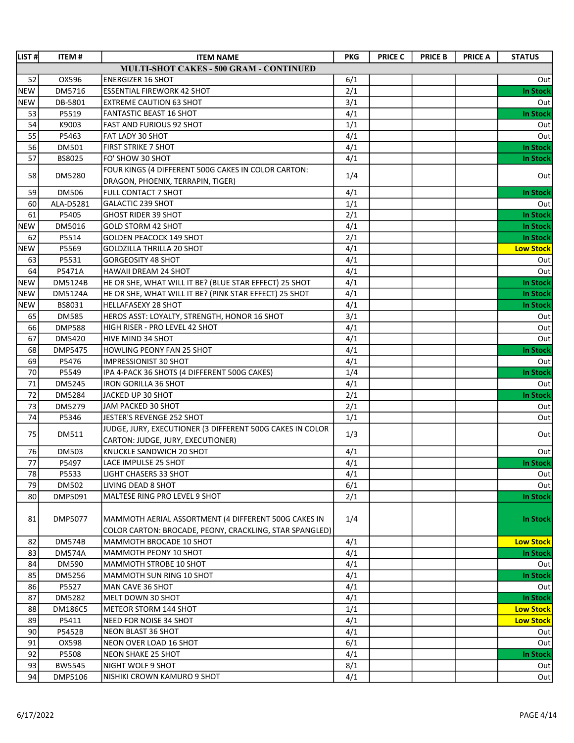| LIST # | ITEM # | ITEM NAME | PKG | PRICE C | PRICE B | PRICE A | STATUS |
|---|---|---|---|---|---|---|---|
| | | **MULTI-SHOT CAKES - 500 GRAM - CONTINUED** | | | | | |
| 52 | OX596 | ENERGIZER 16 SHOT | 6/1 | | | | Out |
| NEW | DM5716 | ESSENTIAL FIREWORK 42 SHOT | 2/1 | | | | **In Stock** |
| NEW | DB-5801 | EXTREME CAUTION 63 SHOT | 3/1 | | | | Out |
| 53 | P5519 | FANTASTIC BEAST 16 SHOT | 4/1 | | | | **In Stock** |
| 54 | K9003 | FAST AND FURIOUS 92 SHOT | 1/1 | | | | Out |
| 55 | P5463 | FAT LADY 30 SHOT | 4/1 | | | | Out |
| 56 | DM501 | FIRST STRIKE 7 SHOT | 4/1 | | | | **In Stock** |
| 57 | BS8025 | FO' SHOW 30 SHOT | 4/1 | | | | **In Stock** |
| 58 | DM5280 | FOUR KINGS (4 DIFFERENT 500G CAKES IN COLOR CARTON: DRAGON, PHOENIX, TERRAPIN, TIGER) | 1/4 | | | | Out |
| 59 | DM506 | FULL CONTACT 7 SHOT | 4/1 | | | | **In Stock** |
| 60 | ALA-D5281 | GALACTIC 239 SHOT | 1/1 | | | | Out |
| 61 | P5405 | GHOST RIDER 39 SHOT | 2/1 | | | | **In Stock** |
| NEW | DM5016 | GOLD STORM 42 SHOT | 4/1 | | | | **In Stock** |
| 62 | P5514 | GOLDEN PEACOCK 149 SHOT | 2/1 | | | | **In Stock** |
| NEW | P5569 | GOLDZILLA THRILLA 20 SHOT | 4/1 | | | | **Low Stock** |
| 63 | P5531 | GORGEOSITY 48 SHOT | 4/1 | | | | Out |
| 64 | P5471A | HAWAII DREAM 24 SHOT | 4/1 | | | | Out |
| NEW | DM5124B | HE OR SHE, WHAT WILL IT BE? (BLUE STAR EFFECT) 25 SHOT | 4/1 | | | | **In Stock** |
| NEW | DM5124A | HE OR SHE, WHAT WILL IT BE? (PINK STAR EFFECT) 25 SHOT | 4/1 | | | | **In Stock** |
| NEW | BS8031 | HELLAFASEXY 28 SHOT | 4/1 | | | | **In Stock** |
| 65 | DM585 | HEROS ASST: LOYALTY, STRENGTH, HONOR 16 SHOT | 3/1 | | | | Out |
| 66 | DMP588 | HIGH RISER - PRO LEVEL 42 SHOT | 4/1 | | | | Out |
| 67 | DM5420 | HIVE MIND 34 SHOT | 4/1 | | | | Out |
| 68 | DMP5475 | HOWLING PEONY FAN 25 SHOT | 4/1 | | | | **In Stock** |
| 69 | P5476 | IMPRESSIONIST 30 SHOT | 4/1 | | | | Out |
| 70 | P5549 | IPA 4-PACK 36 SHOTS (4 DIFFERENT 500G CAKES) | 1/4 | | | | **In Stock** |
| 71 | DM5245 | IRON GORILLA 36 SHOT | 4/1 | | | | Out |
| 72 | DM5284 | JACKED UP 30 SHOT | 2/1 | | | | **In Stock** |
| 73 | DM5279 | JAM PACKED 30 SHOT | 2/1 | | | | Out |
| 74 | P5346 | JESTER'S REVENGE 252 SHOT | 1/1 | | | | Out |
| 75 | DM511 | JUDGE, JURY, EXECUTIONER (3 DIFFERENT 500G CAKES IN COLOR CARTON: JUDGE, JURY, EXECUTIONER) | 1/3 | | | | Out |
| 76 | DM503 | KNUCKLE SANDWICH 20 SHOT | 4/1 | | | | Out |
| 77 | P5497 | LACE IMPULSE 25 SHOT | 4/1 | | | | **In Stock** |
| 78 | P5533 | LIGHT CHASERS 33 SHOT | 4/1 | | | | Out |
| 79 | DM502 | LIVING DEAD 8 SHOT | 6/1 | | | | Out |
| 80 | DMP5091 | MALTESE RING PRO LEVEL 9 SHOT | 2/1 | | | | **In Stock** |
| 81 | DMP5077 | MAMMOTH AERIAL ASSORTMENT (4 DIFFERENT 500G CAKES IN COLOR CARTON: BROCADE, PEONY, CRACKLING, STAR SPANGLED) | 1/4 | | | | **In Stock** |
| 82 | DM574B | MAMMOTH BROCADE 10 SHOT | 4/1 | | | | **Low Stock** |
| 83 | DM574A | MAMMOTH PEONY 10 SHOT | 4/1 | | | | **In Stock** |
| 84 | DM590 | MAMMOTH STROBE 10 SHOT | 4/1 | | | | Out |
| 85 | DM5256 | MAMMOTH SUN RING 10 SHOT | 4/1 | | | | **In Stock** |
| 86 | P5527 | MAN CAVE 36 SHOT | 4/1 | | | | Out |
| 87 | DM5282 | MELT DOWN 30 SHOT | 4/1 | | | | **In Stock** |
| 88 | DM186C5 | METEOR STORM 144 SHOT | 1/1 | | | | **Low Stock** |
| 89 | P5411 | NEED FOR NOISE 34 SHOT | 4/1 | | | | **Low Stock** |
| 90 | P5452B | NEON BLAST 36 SHOT | 4/1 | | | | Out |
| 91 | OX598 | NEON OVER LOAD 16 SHOT | 6/1 | | | | Out |
| 92 | P5508 | NEON SHAKE 25 SHOT | 4/1 | | | | **In Stock** |
| 93 | BW5545 | NIGHT WOLF 9 SHOT | 8/1 | | | | Out |
| 94 | DMP5106 | NISHIKI CROWN KAMURO 9 SHOT | 4/1 | | | | Out |

6/17/2022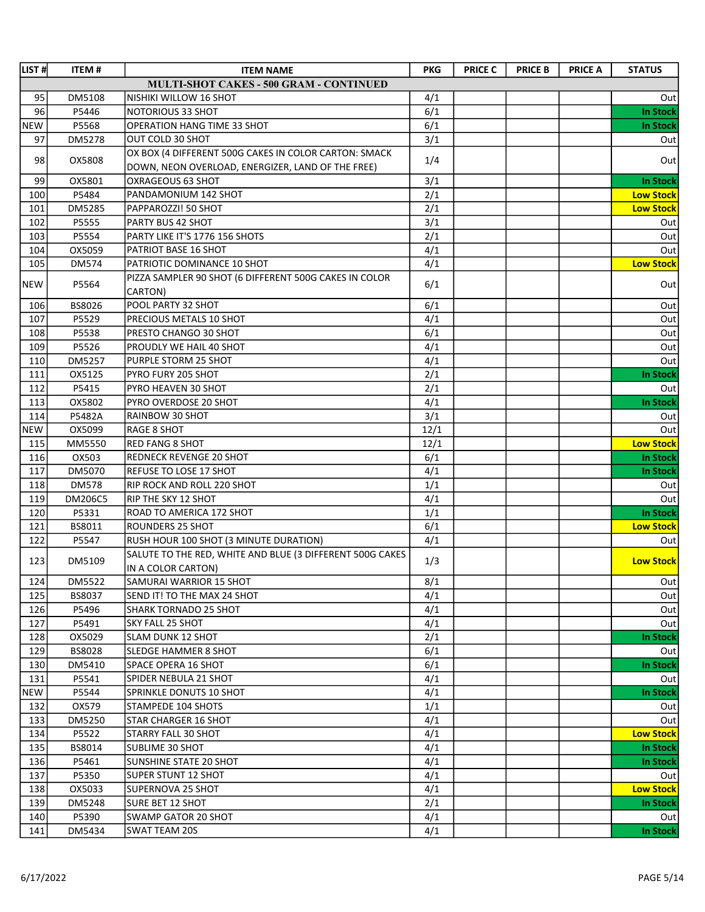| LIST # | ITEM # | ITEM NAME | PKG | PRICE C | PRICE B | PRICE A | STATUS |
|---|---|---|---|---|---|---|---|
| **MULTI-SHOT CAKES - 500 GRAM - CONTINUED** | | | | | | | |
| 95 | DM5108 | NISHIKI WILLOW 16 SHOT | 4/1 | | | | Out |
| 96 | P5446 | NOTORIOUS 33 SHOT | 6/1 | | | | **In Stock** |
| NEW | P5568 | OPERATION HANG TIME 33 SHOT | 6/1 | | | | **In Stock** |
| 97 | DM5278 | OUT COLD 30 SHOT | 3/1 | | | | Out |
| 98 | OX5808 | OX BOX (4 DIFFERENT 500G CAKES IN COLOR CARTON: SMACK DOWN, NEON OVERLOAD, ENERGIZER, LAND OF THE FREE) | 1/4 | | | | Out |
| 99 | OX5801 | OXRAGEOUS 63 SHOT | 3/1 | | | | **In Stock** |
| 100 | P5484 | PANDAMONIUM 142 SHOT | 2/1 | | | | **Low Stock** |
| 101 | DM5285 | PAPPAROZZI! 50 SHOT | 2/1 | | | | **Low Stock** |
| 102 | P5555 | PARTY BUS 42 SHOT | 3/1 | | | | Out |
| 103 | P5554 | PARTY LIKE IT'S 1776 156 SHOTS | 2/1 | | | | Out |
| 104 | OX5059 | PATRIOT BASE 16 SHOT | 4/1 | | | | Out |
| 105 | DM574 | PATRIOTIC DOMINANCE 10 SHOT | 4/1 | | | | **Low Stock** |
| NEW | P5564 | PIZZA SAMPLER 90 SHOT (6 DIFFERENT 500G CAKES IN COLOR CARTON) | 6/1 | | | | Out |
| 106 | BS8026 | POOL PARTY 32 SHOT | 6/1 | | | | Out |
| 107 | P5529 | PRECIOUS METALS 10 SHOT | 4/1 | | | | Out |
| 108 | P5538 | PRESTO CHANGO 30 SHOT | 6/1 | | | | Out |
| 109 | P5526 | PROUDLY WE HAIL 40 SHOT | 4/1 | | | | Out |
| 110 | DM5257 | PURPLE STORM 25 SHOT | 4/1 | | | | Out |
| 111 | OX5125 | PYRO FURY 205 SHOT | 2/1 | | | | **In Stock** |
| 112 | P5415 | PYRO HEAVEN 30 SHOT | 2/1 | | | | Out |
| 113 | OX5802 | PYRO OVERDOSE 20 SHOT | 4/1 | | | | **In Stock** |
| 114 | P5482A | RAINBOW 30 SHOT | 3/1 | | | | Out |
| NEW | OX5099 | RAGE 8 SHOT | 12/1 | | | | Out |
| 115 | MM5550 | RED FANG 8 SHOT | 12/1 | | | | **Low Stock** |
| 116 | OX503 | REDNECK REVENGE 20 SHOT | 6/1 | | | | **In Stock** |
| 117 | DM5070 | REFUSE TO LOSE 17 SHOT | 4/1 | | | | **In Stock** |
| 118 | DM578 | RIP ROCK AND ROLL 220 SHOT | 1/1 | | | | Out |
| 119 | DM206C5 | RIP THE SKY 12 SHOT | 4/1 | | | | Out |
| 120 | P5331 | ROAD TO AMERICA 172 SHOT | 1/1 | | | | **In Stock** |
| 121 | BS8011 | ROUNDERS 25 SHOT | 6/1 | | | | **Low Stock** |
| 122 | P5547 | RUSH HOUR 100 SHOT (3 MINUTE DURATION) | 4/1 | | | | Out |
| 123 | DM5109 | SALUTE TO THE RED, WHITE AND BLUE (3 DIFFERENT 500G CAKES IN A COLOR CARTON) | 1/3 | | | | **Low Stock** |
| 124 | DM5522 | SAMURAI WARRIOR 15 SHOT | 8/1 | | | | Out |
| 125 | BS8037 | SEND IT! TO THE MAX 24 SHOT | 4/1 | | | | Out |
| 126 | P5496 | SHARK TORNADO 25 SHOT | 4/1 | | | | Out |
| 127 | P5491 | SKY FALL 25 SHOT | 4/1 | | | | Out |
| 128 | OX5029 | SLAM DUNK 12 SHOT | 2/1 | | | | **In Stock** |
| 129 | BS8028 | SLEDGE HAMMER 8 SHOT | 6/1 | | | | Out |
| 130 | DM5410 | SPACE OPERA 16 SHOT | 6/1 | | | | **In Stock** |
| 131 | P5541 | SPIDER NEBULA 21 SHOT | 4/1 | | | | Out |
| NEW | P5544 | SPRINKLE DONUTS 10 SHOT | 4/1 | | | | **In Stock** |
| 132 | OX579 | STAMPEDE 104 SHOTS | 1/1 | | | | Out |
| 133 | DM5250 | STAR CHARGER 16 SHOT | 4/1 | | | | Out |
| 134 | P5522 | STARRY FALL 30 SHOT | 4/1 | | | | **Low Stock** |
| 135 | BS8014 | SUBLIME 30 SHOT | 4/1 | | | | **In Stock** |
| 136 | P5461 | SUNSHINE STATE 20 SHOT | 4/1 | | | | **In Stock** |
| 137 | P5350 | SUPER STUNT 12 SHOT | 4/1 | | | | Out |
| 138 | OX5033 | SUPERNOVA 25 SHOT | 4/1 | | | | **Low Stock** |
| 139 | DM5248 | SURE BET 12 SHOT | 2/1 | | | | **In Stock** |
| 140 | P5390 | SWAMP GATOR 20 SHOT | 4/1 | | | | Out |
| 141 | DM5434 | SWAT TEAM 20S | 4/1 | | | | **In Stock** |

6/17/2022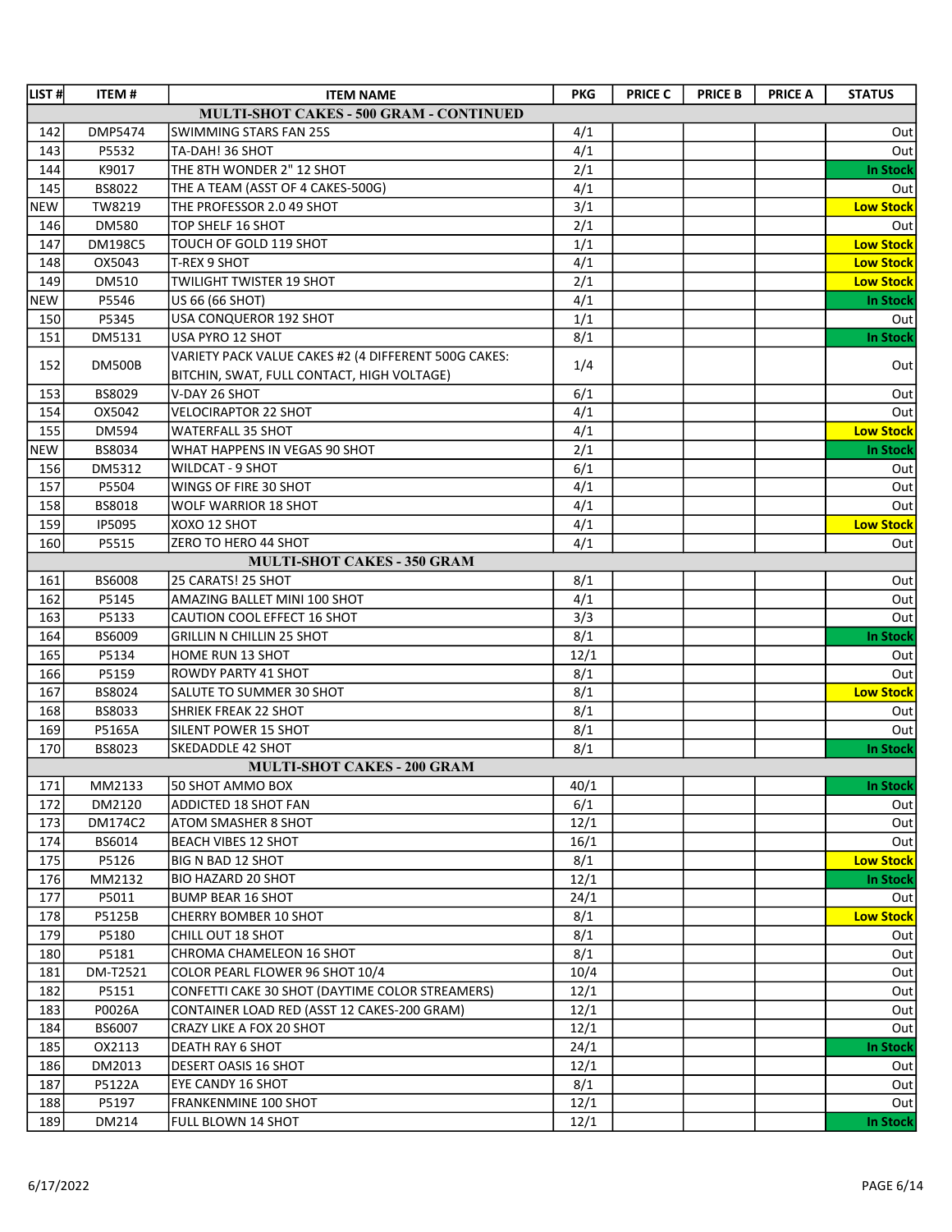| LIST # | ITEM # | ITEM NAME | PKG | PRICE C | PRICE B | PRICE A | STATUS |
|---|---|---|---|---|---|---|---|
| | | **MULTI-SHOT CAKES - 500 GRAM - CONTINUED** | | | | | |
| 142 | DMP5474 | SWIMMING STARS FAN 25S | 4/1 | | | | Out |
| 143 | P5532 | TA-DAH! 36 SHOT | 4/1 | | | | Out |
| 144 | K9017 | THE 8TH WONDER 2" 12 SHOT | 2/1 | | | | **In Stock** |
| 145 | BS8022 | THE A TEAM (ASST OF 4 CAKES-500G) | 4/1 | | | | Out |
| NEW | TW8219 | THE PROFESSOR 2.0 49 SHOT | 3/1 | | | | **Low Stock** |
| 146 | DM580 | TOP SHELF 16 SHOT | 2/1 | | | | Out |
| 147 | DM198C5 | TOUCH OF GOLD 119 SHOT | 1/1 | | | | **Low Stock** |
| 148 | OX5043 | T-REX 9 SHOT | 4/1 | | | | **Low Stock** |
| 149 | DM510 | TWILIGHT TWISTER 19 SHOT | 2/1 | | | | **Low Stock** |
| NEW | P5546 | US 66 (66 SHOT) | 4/1 | | | | **In Stock** |
| 150 | P5345 | USA CONQUEROR 192 SHOT | 1/1 | | | | Out |
| 151 | DM5131 | USA PYRO 12 SHOT | 8/1 | | | | **In Stock** |
| 152 | DM500B | VARIETY PACK VALUE CAKES #2 (4 DIFFERENT 500G CAKES: BITCHIN, SWAT, FULL CONTACT, HIGH VOLTAGE) | 1/4 | | | | Out |
| 153 | BS8029 | V-DAY 26 SHOT | 6/1 | | | | Out |
| 154 | OX5042 | VELOCIRAPTOR 22 SHOT | 4/1 | | | | Out |
| 155 | DM594 | WATERFALL 35 SHOT | 4/1 | | | | **Low Stock** |
| NEW | BS8034 | WHAT HAPPENS IN VEGAS 90 SHOT | 2/1 | | | | **In Stock** |
| 156 | DM5312 | WILDCAT - 9 SHOT | 6/1 | | | | Out |
| 157 | P5504 | WINGS OF FIRE 30 SHOT | 4/1 | | | | Out |
| 158 | BS8018 | WOLF WARRIOR 18 SHOT | 4/1 | | | | Out |
| 159 | IP5095 | XOXO 12 SHOT | 4/1 | | | | **Low Stock** |
| 160 | P5515 | ZERO TO HERO 44 SHOT | 4/1 | | | | Out |
| | | **MULTI-SHOT CAKES - 350 GRAM** | | | | | |
| 161 | BS6008 | 25 CARATS! 25 SHOT | 8/1 | | | | Out |
| 162 | P5145 | AMAZING BALLET MINI 100 SHOT | 4/1 | | | | Out |
| 163 | P5133 | CAUTION COOL EFFECT 16 SHOT | 3/3 | | | | Out |
| 164 | BS6009 | GRILLIN N CHILLIN 25 SHOT | 8/1 | | | | **In Stock** |
| 165 | P5134 | HOME RUN 13 SHOT | 12/1 | | | | Out |
| 166 | P5159 | ROWDY PARTY 41 SHOT | 8/1 | | | | Out |
| 167 | BS8024 | SALUTE TO SUMMER 30 SHOT | 8/1 | | | | **Low Stock** |
| 168 | BS8033 | SHRIEK FREAK 22 SHOT | 8/1 | | | | Out |
| 169 | P5165A | SILENT POWER 15 SHOT | 8/1 | | | | Out |
| 170 | BS8023 | SKEDADDLE 42 SHOT | 8/1 | | | | **In Stock** |
| | | **MULTI-SHOT CAKES - 200 GRAM** | | | | | |
| 171 | MM2133 | 50 SHOT AMMO BOX | 40/1 | | | | **In Stock** |
| 172 | DM2120 | ADDICTED 18 SHOT FAN | 6/1 | | | | Out |
| 173 | DM174C2 | ATOM SMASHER 8 SHOT | 12/1 | | | | Out |
| 174 | BS6014 | BEACH VIBES 12 SHOT | 16/1 | | | | Out |
| 175 | P5126 | BIG N BAD 12 SHOT | 8/1 | | | | **Low Stock** |
| 176 | MM2132 | BIO HAZARD 20 SHOT | 12/1 | | | | **In Stock** |
| 177 | P5011 | BUMP BEAR 16 SHOT | 24/1 | | | | Out |
| 178 | P5125B | CHERRY BOMBER 10 SHOT | 8/1 | | | | **Low Stock** |
| 179 | P5180 | CHILL OUT 18 SHOT | 8/1 | | | | Out |
| 180 | P5181 | CHROMA CHAMELEON 16 SHOT | 8/1 | | | | Out |
| 181 | DM-T2521 | COLOR PEARL FLOWER 96 SHOT 10/4 | 10/4 | | | | Out |
| 182 | P5151 | CONFETTI CAKE 30 SHOT (DAYTIME COLOR STREAMERS) | 12/1 | | | | Out |
| 183 | P0026A | CONTAINER LOAD RED (ASST 12 CAKES-200 GRAM) | 12/1 | | | | Out |
| 184 | BS6007 | CRAZY LIKE A FOX 20 SHOT | 12/1 | | | | Out |
| 185 | OX2113 | DEATH RAY 6 SHOT | 24/1 | | | | **In Stock** |
| 186 | DM2013 | DESERT OASIS 16 SHOT | 12/1 | | | | Out |
| 187 | P5122A | EYE CANDY 16 SHOT | 8/1 | | | | Out |
| 188 | P5197 | FRANKENMINE 100 SHOT | 12/1 | | | | Out |
| 189 | DM214 | FULL BLOWN 14 SHOT | 12/1 | | | | **In Stock** |

6/17/2022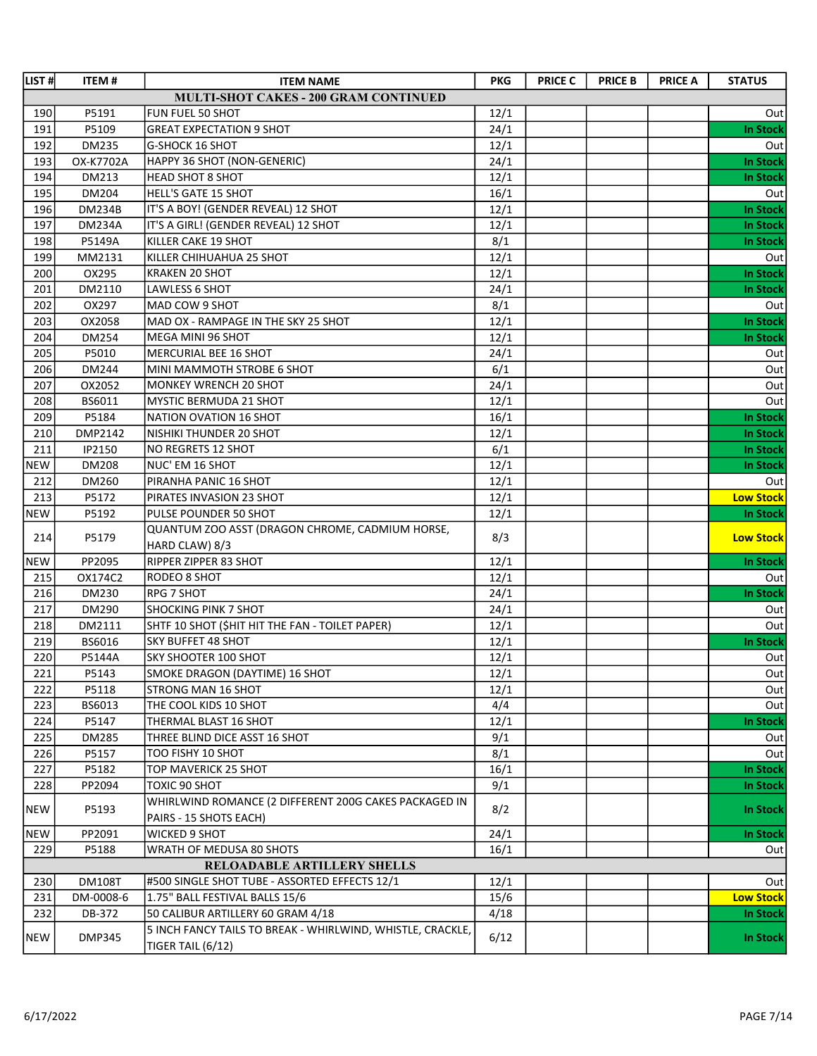| LIST # | ITEM # | ITEM NAME | PKG | PRICE C | PRICE B | PRICE A | STATUS |
|---|---|---|---|---|---|---|---|
| | | **MULTI-SHOT CAKES - 200 GRAM CONTINUED** | | | | | |
| 190 | P5191 | FUN FUEL 50 SHOT | 12/1 | | | | Out |
| 191 | P5109 | GREAT EXPECTATION 9 SHOT | 24/1 | | | | In Stock |
| 192 | DM235 | G-SHOCK 16 SHOT | 12/1 | | | | Out |
| 193 | OX-K7702A | HAPPY 36 SHOT (NON-GENERIC) | 24/1 | | | | In Stock |
| 194 | DM213 | HEAD SHOT 8 SHOT | 12/1 | | | | In Stock |
| 195 | DM204 | HELL'S GATE 15 SHOT | 16/1 | | | | Out |
| 196 | DM234B | IT'S A BOY! (GENDER REVEAL) 12 SHOT | 12/1 | | | | In Stock |
| 197 | DM234A | IT'S A GIRL! (GENDER REVEAL) 12 SHOT | 12/1 | | | | In Stock |
| 198 | P5149A | KILLER CAKE 19 SHOT | 8/1 | | | | In Stock |
| 199 | MM2131 | KILLER CHIHUAHUA 25 SHOT | 12/1 | | | | Out |
| 200 | OX295 | KRAKEN 20 SHOT | 12/1 | | | | In Stock |
| 201 | DM2110 | LAWLESS 6 SHOT | 24/1 | | | | In Stock |
| 202 | OX297 | MAD COW 9 SHOT | 8/1 | | | | Out |
| 203 | OX2058 | MAD OX - RAMPAGE IN THE SKY 25 SHOT | 12/1 | | | | In Stock |
| 204 | DM254 | MEGA MINI 96 SHOT | 12/1 | | | | In Stock |
| 205 | P5010 | MERCURIAL BEE 16 SHOT | 24/1 | | | | Out |
| 206 | DM244 | MINI MAMMOTH STROBE 6 SHOT | 6/1 | | | | Out |
| 207 | OX2052 | MONKEY WRENCH 20 SHOT | 24/1 | | | | Out |
| 208 | BS6011 | MYSTIC BERMUDA 21 SHOT | 12/1 | | | | Out |
| 209 | P5184 | NATION OVATION 16 SHOT | 16/1 | | | | In Stock |
| 210 | DMP2142 | NISHIKI THUNDER 20 SHOT | 12/1 | | | | In Stock |
| 211 | IP2150 | NO REGRETS 12 SHOT | 6/1 | | | | In Stock |
| NEW | DM208 | NUC' EM 16 SHOT | 12/1 | | | | In Stock |
| 212 | DM260 | PIRANHA PANIC 16 SHOT | 12/1 | | | | Out |
| 213 | P5172 | PIRATES INVASION 23 SHOT | 12/1 | | | | Low Stock |
| NEW | P5192 | PULSE POUNDER 50 SHOT | 12/1 | | | | In Stock |
| 214 | P5179 | QUANTUM ZOO ASST (DRAGON CHROME, CADMIUM HORSE, HARD CLAW) 8/3 | 8/3 | | | | Low Stock |
| NEW | PP2095 | RIPPER ZIPPER 83 SHOT | 12/1 | | | | In Stock |
| 215 | OX174C2 | RODEO 8 SHOT | 12/1 | | | | Out |
| 216 | DM230 | RPG 7 SHOT | 24/1 | | | | In Stock |
| 217 | DM290 | SHOCKING PINK 7 SHOT | 24/1 | | | | Out |
| 218 | DM2111 | SHTF 10 SHOT ($HIT HIT THE FAN - TOILET PAPER) | 12/1 | | | | Out |
| 219 | BS6016 | SKY BUFFET 48 SHOT | 12/1 | | | | In Stock |
| 220 | P5144A | SKY SHOOTER 100 SHOT | 12/1 | | | | Out |
| 221 | P5143 | SMOKE DRAGON (DAYTIME) 16 SHOT | 12/1 | | | | Out |
| 222 | P5118 | STRONG MAN 16 SHOT | 12/1 | | | | Out |
| 223 | BS6013 | THE COOL KIDS 10 SHOT | 4/4 | | | | Out |
| 224 | P5147 | THERMAL BLAST 16 SHOT | 12/1 | | | | In Stock |
| 225 | DM285 | THREE BLIND DICE ASST 16 SHOT | 9/1 | | | | Out |
| 226 | P5157 | TOO FISHY 10 SHOT | 8/1 | | | | Out |
| 227 | P5182 | TOP MAVERICK 25 SHOT | 16/1 | | | | In Stock |
| 228 | PP2094 | TOXIC 90 SHOT | 9/1 | | | | In Stock |
| NEW | P5193 | WHIRLWIND ROMANCE (2 DIFFERENT 200G CAKES PACKAGED IN PAIRS - 15 SHOTS EACH) | 8/2 | | | | In Stock |
| NEW | PP2091 | WICKED 9 SHOT | 24/1 | | | | In Stock |
| 229 | P5188 | WRATH OF MEDUSA 80 SHOTS | 16/1 | | | | Out |
| | | **RELOADABLE ARTILLERY SHELLS** | | | | | |
| 230 | DM108T | #500 SINGLE SHOT TUBE - ASSORTED EFFECTS 12/1 | 12/1 | | | | Out |
| 231 | DM-0008-6 | 1.75" BALL FESTIVAL BALLS 15/6 | 15/6 | | | | Low Stock |
| 232 | DB-372 | 50 CALIBUR ARTILLERY 60 GRAM 4/18 | 4/18 | | | | In Stock |
| NEW | DMP345 | 5 INCH FANCY TAILS TO BREAK - WHIRLWIND, WHISTLE, CRACKLE, TIGER TAIL (6/12) | 6/12 | | | | In Stock |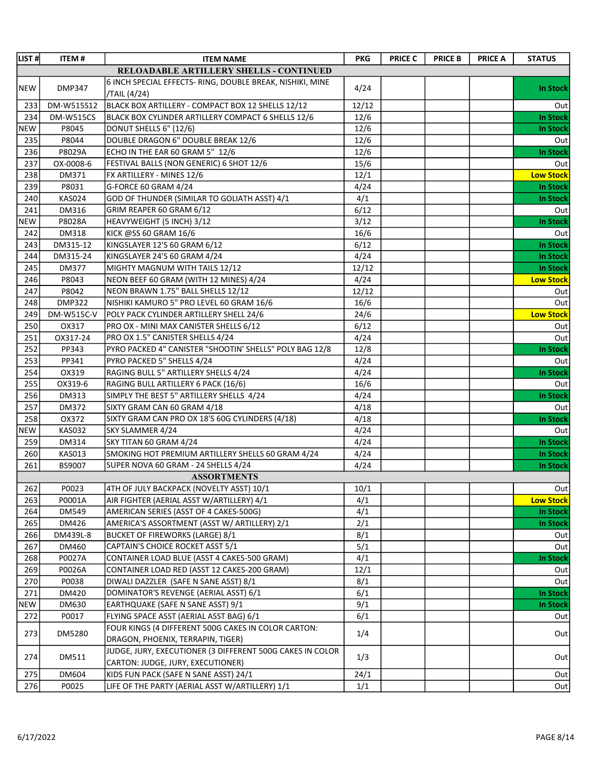| LIST # | ITEM # | ITEM NAME | PKG | PRICE C | PRICE B | PRICE A | STATUS |
|---|---|---|---|---|---|---|---|
| | | **RELOADABLE ARTILLERY SHELLS - CONTINUED** | | | | | |
| NEW | DMP347 | 6 INCH SPECIAL EFFECTS- RING, DOUBLE BREAK, NISHIKI, MINE /TAIL (4/24) | 4/24 | | | | **In Stock** |
| 233 | DM-W515S12 | BLACK BOX ARTILLERY - COMPACT BOX 12 SHELLS 12/12 | 12/12 | | | | Out |
| 234 | DM-W515CS | BLACK BOX CYLINDER ARTILLERY COMPACT 6 SHELLS 12/6 | 12/6 | | | | **In Stock** |
| NEW | P8045 | DONUT SHELLS 6" (12/6) | 12/6 | | | | **In Stock** |
| 235 | P8044 | DOUBLE DRAGON 6" DOUBLE BREAK 12/6 | 12/6 | | | | Out |
| 236 | P8029A | ECHO IN THE EAR 60 GRAM 5" 12/6 | 12/6 | | | | **In Stock** |
| 237 | OX-0008-6 | FESTIVAL BALLS (NON GENERIC) 6 SHOT 12/6 | 15/6 | | | | Out |
| 238 | DM371 | FX ARTILLERY - MINES 12/6 | 12/1 | | | | **Low Stock** |
| 239 | P8031 | G-FORCE 60 GRAM 4/24 | 4/24 | | | | **In Stock** |
| 240 | KAS024 | GOD OF THUNDER (SIMILAR TO GOLIATH ASST) 4/1 | 4/1 | | | | **In Stock** |
| 241 | DM316 | GRIM REAPER 60 GRAM 6/12 | 6/12 | | | | Out |
| NEW | P8028A | HEAVYWEIGHT (5 INCH) 3/12 | 3/12 | | | | **In Stock** |
| 242 | DM318 | KICK @SS 60 GRAM 16/6 | 16/6 | | | | Out |
| 243 | DM315-12 | KINGSLAYER 12'S 60 GRAM 6/12 | 6/12 | | | | **In Stock** |
| 244 | DM315-24 | KINGSLAYER 24'S 60 GRAM 4/24 | 4/24 | | | | **In Stock** |
| 245 | DM377 | MIGHTY MAGNUM WITH TAILS 12/12 | 12/12 | | | | **In Stock** |
| 246 | P8043 | NEON BEEF 60 GRAM (WITH 12 MINES) 4/24 | 4/24 | | | | **Low Stock** |
| 247 | P8042 | NEON BRAWN 1.75" BALL SHELLS 12/12 | 12/12 | | | | Out |
| 248 | DMP322 | NISHIKI KAMURO 5" PRO LEVEL 60 GRAM 16/6 | 16/6 | | | | Out |
| 249 | DM-W515C-V | POLY PACK CYLINDER ARTILLERY SHELL 24/6 | 24/6 | | | | **Low Stock** |
| 250 | OX317 | PRO OX - MINI MAX CANISTER SHELLS 6/12 | 6/12 | | | | Out |
| 251 | OX317-24 | PRO OX 1.5" CANISTER SHELLS 4/24 | 4/24 | | | | Out |
| 252 | PP343 | PYRO PACKED 4" CANISTER "SHOOTIN' SHELLS" POLY BAG 12/8 | 12/8 | | | | **In Stock** |
| 253 | PP341 | PYRO PACKED 5" SHELLS 4/24 | 4/24 | | | | Out |
| 254 | OX319 | RAGING BULL 5" ARTILLERY SHELLS 4/24 | 4/24 | | | | **In Stock** |
| 255 | OX319-6 | RAGING BULL ARTILLERY 6 PACK (16/6) | 16/6 | | | | Out |
| 256 | DM313 | SIMPLY THE BEST 5" ARTILLERY SHELLS 4/24 | 4/24 | | | | **In Stock** |
| 257 | DM372 | SIXTY GRAM CAN 60 GRAM 4/18 | 4/18 | | | | Out |
| 258 | OX372 | SIXTY GRAM CAN PRO OX 18'S 60G CYLINDERS (4/18) | 4/18 | | | | **In Stock** |
| NEW | KAS032 | SKY SLAMMER 4/24 | 4/24 | | | | Out |
| 259 | DM314 | SKY TITAN 60 GRAM 4/24 | 4/24 | | | | **In Stock** |
| 260 | KAS013 | SMOKING HOT PREMIUM ARTILLERY SHELLS 60 GRAM 4/24 | 4/24 | | | | **In Stock** |
| 261 | BS9007 | SUPER NOVA 60 GRAM - 24 SHELLS 4/24 | 4/24 | | | | **In Stock** |
| | | **ASSORTMENTS** | | | | | |
| 262 | P0023 | 4TH OF JULY BACKPACK (NOVELTY ASST) 10/1 | 10/1 | | | | Out |
| 263 | P0001A | AIR FIGHTER (AERIAL ASST W/ARTILLERY) 4/1 | 4/1 | | | | **Low Stock** |
| 264 | DM549 | AMERICAN SERIES (ASST OF 4 CAKES-500G) | 4/1 | | | | **In Stock** |
| 265 | DM426 | AMERICA'S ASSORTMENT (ASST W/ ARTILLERY) 2/1 | 2/1 | | | | **In Stock** |
| 266 | DM439L-8 | BUCKET OF FIREWORKS (LARGE) 8/1 | 8/1 | | | | Out |
| 267 | DM460 | CAPTAIN'S CHOICE ROCKET ASST 5/1 | 5/1 | | | | Out |
| 268 | P0027A | CONTAINER LOAD BLUE (ASST 4 CAKES-500 GRAM) | 4/1 | | | | **In Stock** |
| 269 | P0026A | CONTAINER LOAD RED (ASST 12 CAKES-200 GRAM) | 12/1 | | | | Out |
| 270 | P0038 | DIWALI DAZZLER (SAFE N SANE ASST) 8/1 | 8/1 | | | | Out |
| 271 | DM420 | DOMINATOR'S REVENGE (AERIAL ASST) 6/1 | 6/1 | | | | **In Stock** |
| NEW | DM630 | EARTHQUAKE (SAFE N SANE ASST) 9/1 | 9/1 | | | | **In Stock** |
| 272 | P0017 | FLYING SPACE ASST (AERIAL ASST BAG) 6/1 | 6/1 | | | | Out |
| 273 | DM5280 | FOUR KINGS (4 DIFFERENT 500G CAKES IN COLOR CARTON: DRAGON, PHOENIX, TERRAPIN, TIGER) | 1/4 | | | | Out |
| 274 | DM511 | JUDGE, JURY, EXECUTIONER (3 DIFFERENT 500G CAKES IN COLOR CARTON: JUDGE, JURY, EXECUTIONER) | 1/3 | | | | Out |
| 275 | DM604 | KIDS FUN PACK (SAFE N SANE ASST) 24/1 | 24/1 | | | | Out |
| 276 | P0025 | LIFE OF THE PARTY (AERIAL ASST W/ARTILLERY) 1/1 | 1/1 | | | | Out |

6/17/2022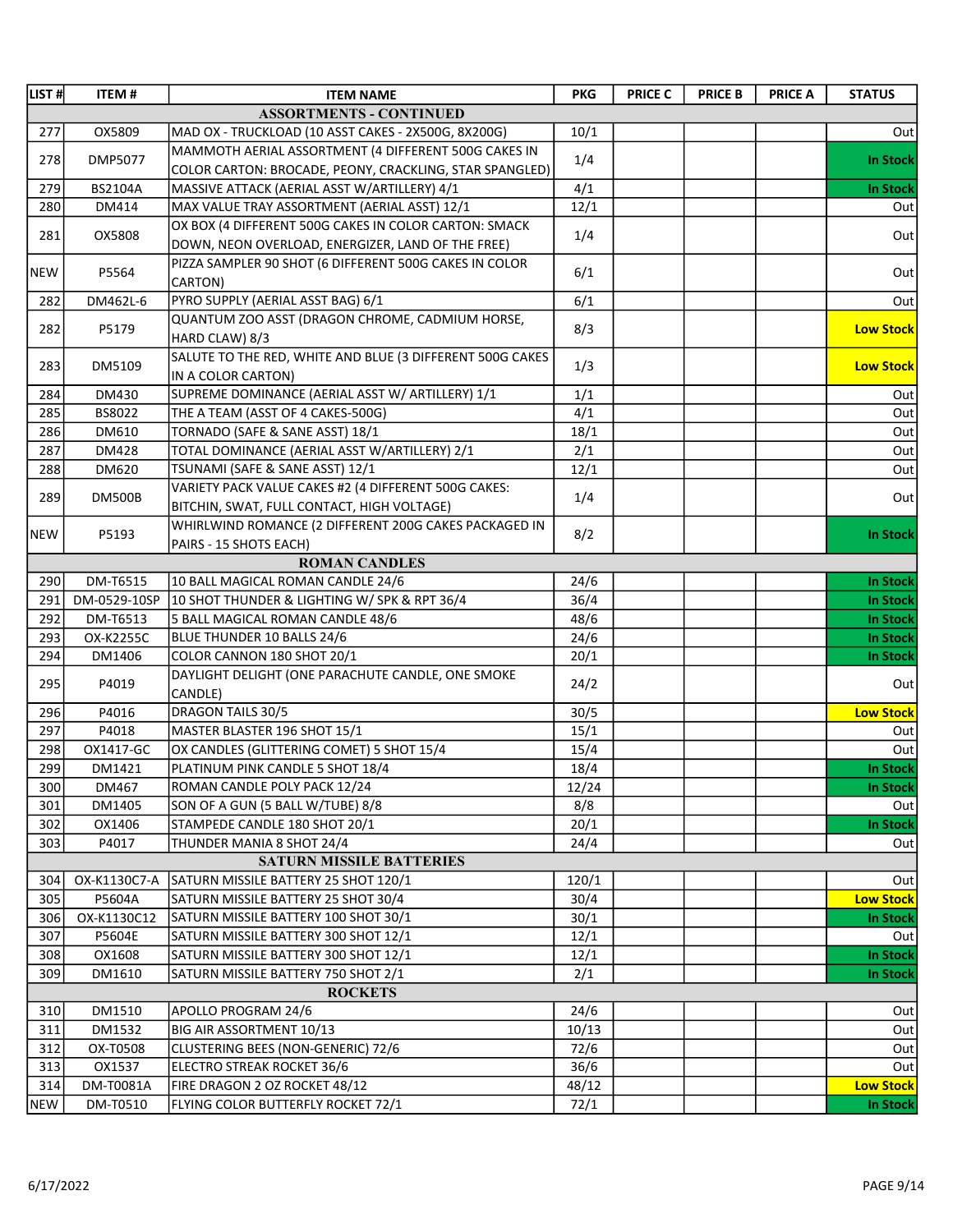| LIST # | ITEM # | ITEM NAME | PKG | PRICE C | PRICE B | PRICE A | STATUS |
|---|---|---|---|---|---|---|---|
| | | **ASSORTMENTS - CONTINUED** | | | | | |
| 277 | OX5809 | MAD OX - TRUCKLOAD (10 ASST CAKES - 2X500G, 8X200G) | 10/1 | | | | Out |
| 278 | DMP5077 | MAMMOTH AERIAL ASSORTMENT (4 DIFFERENT 500G CAKES IN COLOR CARTON: BROCADE, PEONY, CRACKLING, STAR SPANGLED) | 1/4 | | | | In Stock |
| 279 | BS2104A | MASSIVE ATTACK (AERIAL ASST W/ARTILLERY) 4/1 | 4/1 | | | | In Stock |
| 280 | DM414 | MAX VALUE TRAY ASSORTMENT (AERIAL ASST) 12/1 | 12/1 | | | | Out |
| 281 | OX5808 | OX BOX (4 DIFFERENT 500G CAKES IN COLOR CARTON: SMACK DOWN, NEON OVERLOAD, ENERGIZER, LAND OF THE FREE) | 1/4 | | | | Out |
| NEW | P5564 | PIZZA SAMPLER 90 SHOT (6 DIFFERENT 500G CAKES IN COLOR CARTON) | 6/1 | | | | Out |
| 282 | DM462L-6 | PYRO SUPPLY (AERIAL ASST BAG) 6/1 | 6/1 | | | | Out |
| 282 | P5179 | QUANTUM ZOO ASST (DRAGON CHROME, CADMIUM HORSE, HARD CLAW) 8/3 | 8/3 | | | | Low Stock |
| 283 | DM5109 | SALUTE TO THE RED, WHITE AND BLUE (3 DIFFERENT 500G CAKES IN A COLOR CARTON) | 1/3 | | | | Low Stock |
| 284 | DM430 | SUPREME DOMINANCE (AERIAL ASST W/ ARTILLERY) 1/1 | 1/1 | | | | Out |
| 285 | BS8022 | THE A TEAM (ASST OF 4 CAKES-500G) | 4/1 | | | | Out |
| 286 | DM610 | TORNADO (SAFE & SANE ASST) 18/1 | 18/1 | | | | Out |
| 287 | DM428 | TOTAL DOMINANCE (AERIAL ASST W/ARTILLERY) 2/1 | 2/1 | | | | Out |
| 288 | DM620 | TSUNAMI (SAFE & SANE ASST) 12/1 | 12/1 | | | | Out |
| 289 | DM500B | VARIETY PACK VALUE CAKES #2 (4 DIFFERENT 500G CAKES: BITCHIN, SWAT, FULL CONTACT, HIGH VOLTAGE) | 1/4 | | | | Out |
| NEW | P5193 | WHIRLWIND ROMANCE (2 DIFFERENT 200G CAKES PACKAGED IN PAIRS - 15 SHOTS EACH) | 8/2 | | | | In Stock |
| | | **ROMAN CANDLES** | | | | | |
| 290 | DM-T6515 | 10 BALL MAGICAL ROMAN CANDLE 24/6 | 24/6 | | | | In Stock |
| 291 | DM-0529-10SP | 10 SHOT THUNDER & LIGHTING W/ SPK & RPT 36/4 | 36/4 | | | | In Stock |
| 292 | DM-T6513 | 5 BALL MAGICAL ROMAN CANDLE 48/6 | 48/6 | | | | In Stock |
| 293 | OX-K2255C | BLUE THUNDER 10 BALLS 24/6 | 24/6 | | | | In Stock |
| 294 | DM1406 | COLOR CANNON 180 SHOT 20/1 | 20/1 | | | | In Stock |
| 295 | P4019 | DAYLIGHT DELIGHT (ONE PARACHUTE CANDLE, ONE SMOKE CANDLE) | 24/2 | | | | Out |
| 296 | P4016 | DRAGON TAILS 30/5 | 30/5 | | | | Low Stock |
| 297 | P4018 | MASTER BLASTER 196 SHOT 15/1 | 15/1 | | | | Out |
| 298 | OX1417-GC | OX CANDLES (GLITTERING COMET) 5 SHOT 15/4 | 15/4 | | | | Out |
| 299 | DM1421 | PLATINUM PINK CANDLE 5 SHOT 18/4 | 18/4 | | | | In Stock |
| 300 | DM467 | ROMAN CANDLE POLY PACK 12/24 | 12/24 | | | | In Stock |
| 301 | DM1405 | SON OF A GUN (5 BALL W/TUBE) 8/8 | 8/8 | | | | Out |
| 302 | OX1406 | STAMPEDE CANDLE 180 SHOT 20/1 | 20/1 | | | | In Stock |
| 303 | P4017 | THUNDER MANIA 8 SHOT 24/4 | 24/4 | | | | Out |
| | | **SATURN MISSILE BATTERIES** | | | | | |
| 304 | OX-K1130C7-A | SATURN MISSILE BATTERY 25 SHOT 120/1 | 120/1 | | | | Out |
| 305 | P5604A | SATURN MISSILE BATTERY 25 SHOT 30/4 | 30/4 | | | | Low Stock |
| 306 | OX-K1130C12 | SATURN MISSILE BATTERY 100 SHOT 30/1 | 30/1 | | | | In Stock |
| 307 | P5604E | SATURN MISSILE BATTERY 300 SHOT 12/1 | 12/1 | | | | Out |
| 308 | OX1608 | SATURN MISSILE BATTERY 300 SHOT 12/1 | 12/1 | | | | In Stock |
| 309 | DM1610 | SATURN MISSILE BATTERY 750 SHOT 2/1 | 2/1 | | | | In Stock |
| | | **ROCKETS** | | | | | |
| 310 | DM1510 | APOLLO PROGRAM 24/6 | 24/6 | | | | Out |
| 311 | DM1532 | BIG AIR ASSORTMENT 10/13 | 10/13 | | | | Out |
| 312 | OX-T0508 | CLUSTERING BEES (NON-GENERIC) 72/6 | 72/6 | | | | Out |
| 313 | OX1537 | ELECTRO STREAK ROCKET 36/6 | 36/6 | | | | Out |
| 314 | DM-T0081A | FIRE DRAGON 2 OZ ROCKET 48/12 | 48/12 | | | | Low Stock |
| NEW | DM-T0510 | FLYING COLOR BUTTERFLY ROCKET 72/1 | 72/1 | | | | In Stock |

6/17/2022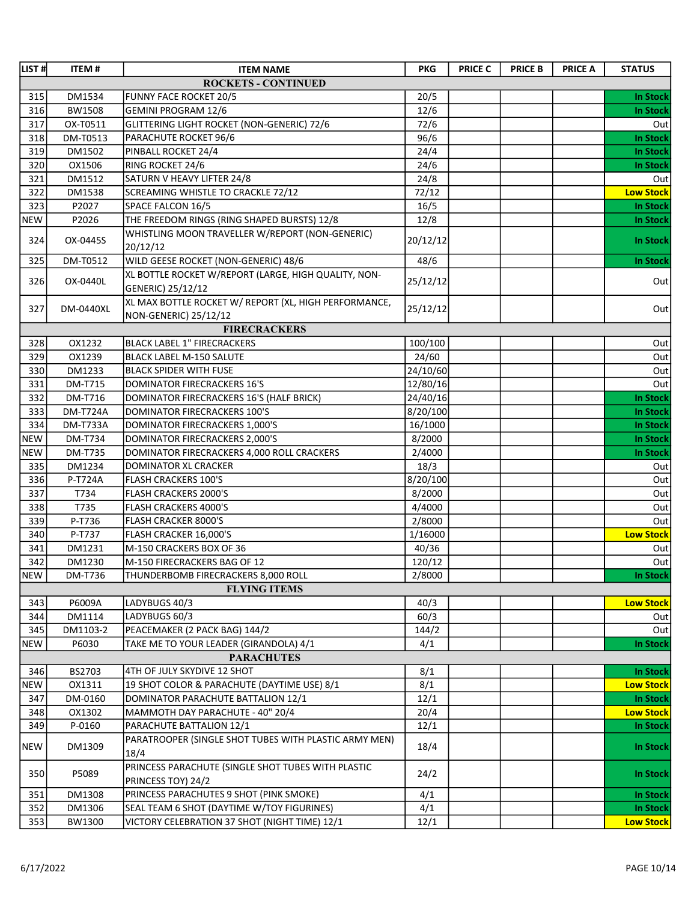| LIST # | ITEM # | ITEM NAME | PKG | PRICE C | PRICE B | PRICE A | STATUS |
|---|---|---|---|---|---|---|---|
| | | **ROCKETS - CONTINUED** | | | | | |
| 315 | DM1534 | FUNNY FACE ROCKET 20/5 | 20/5 | | | | In Stock |
| 316 | BW1508 | GEMINI PROGRAM 12/6 | 12/6 | | | | In Stock |
| 317 | OX-T0511 | GLITTERING LIGHT ROCKET (NON-GENERIC) 72/6 | 72/6 | | | | Out |
| 318 | DM-T0513 | PARACHUTE ROCKET 96/6 | 96/6 | | | | In Stock |
| 319 | DM1502 | PINBALL ROCKET 24/4 | 24/4 | | | | In Stock |
| 320 | OX1506 | RING ROCKET 24/6 | 24/6 | | | | In Stock |
| 321 | DM1512 | SATURN V HEAVY LIFTER 24/8 | 24/8 | | | | Out |
| 322 | DM1538 | SCREAMING WHISTLE TO CRACKLE 72/12 | 72/12 | | | | Low Stock |
| 323 | P2027 | SPACE FALCON 16/5 | 16/5 | | | | In Stock |
| NEW | P2026 | THE FREEDOM RINGS (RING SHAPED BURSTS) 12/8 | 12/8 | | | | In Stock |
| 324 | OX-0445S | WHISTLING MOON TRAVELLER W/REPORT (NON-GENERIC) 20/12/12 | 20/12/12 | | | | In Stock |
| 325 | DM-T0512 | WILD GEESE ROCKET (NON-GENERIC) 48/6 | 48/6 | | | | In Stock |
| 326 | OX-0440L | XL BOTTLE ROCKET W/REPORT (LARGE, HIGH QUALITY, NON-GENERIC) 25/12/12 | 25/12/12 | | | | Out |
| 327 | DM-0440XL | XL MAX BOTTLE ROCKET W/ REPORT (XL, HIGH PERFORMANCE, NON-GENERIC) 25/12/12 | 25/12/12 | | | | Out |
| | | **FIRECRACKERS** | | | | | |
| 328 | OX1232 | BLACK LABEL 1" FIRECRACKERS | 100/100 | | | | Out |
| 329 | OX1239 | BLACK LABEL M-150 SALUTE | 24/60 | | | | Out |
| 330 | DM1233 | BLACK SPIDER WITH FUSE | 24/10/60 | | | | Out |
| 331 | DM-T715 | DOMINATOR FIRECRACKERS 16'S | 12/80/16 | | | | Out |
| 332 | DM-T716 | DOMINATOR FIRECRACKERS 16'S (HALF BRICK) | 24/40/16 | | | | In Stock |
| 333 | DM-T724A | DOMINATOR FIRECRACKERS 100'S | 8/20/100 | | | | In Stock |
| 334 | DM-T733A | DOMINATOR FIRECRACKERS 1,000'S | 16/1000 | | | | In Stock |
| NEW | DM-T734 | DOMINATOR FIRECRACKERS 2,000'S | 8/2000 | | | | In Stock |
| NEW | DM-T735 | DOMINATOR FIRECRACKERS 4,000 ROLL CRACKERS | 2/4000 | | | | In Stock |
| 335 | DM1234 | DOMINATOR XL CRACKER | 18/3 | | | | Out |
| 336 | P-T724A | FLASH CRACKERS 100'S | 8/20/100 | | | | Out |
| 337 | T734 | FLASH CRACKERS 2000'S | 8/2000 | | | | Out |
| 338 | T735 | FLASH CRACKERS 4000'S | 4/4000 | | | | Out |
| 339 | P-T736 | FLASH CRACKER 8000'S | 2/8000 | | | | Out |
| 340 | P-T737 | FLASH CRACKER 16,000'S | 1/16000 | | | | Low Stock |
| 341 | DM1231 | M-150 CRACKERS BOX OF 36 | 40/36 | | | | Out |
| 342 | DM1230 | M-150 FIRECRACKERS BAG OF 12 | 120/12 | | | | Out |
| NEW | DM-T736 | THUNDERBOMB FIRECRACKERS 8,000 ROLL | 2/8000 | | | | In Stock |
| | | **FLYING ITEMS** | | | | | |
| 343 | P6009A | LADYBUGS 40/3 | 40/3 | | | | Low Stock |
| 344 | DM1114 | LADYBUGS 60/3 | 60/3 | | | | Out |
| 345 | DM1103-2 | PEACEMAKER (2 PACK BAG) 144/2 | 144/2 | | | | Out |
| NEW | P6030 | TAKE ME TO YOUR LEADER (GIRANDOLA) 4/1 | 4/1 | | | | In Stock |
| | | **PARACHUTES** | | | | | |
| 346 | BS2703 | 4TH OF JULY SKYDIVE 12 SHOT | 8/1 | | | | In Stock |
| NEW | OX1311 | 19 SHOT COLOR & PARACHUTE (DAYTIME USE) 8/1 | 8/1 | | | | Low Stock |
| 347 | DM-0160 | DOMINATOR PARACHUTE BATTALION 12/1 | 12/1 | | | | In Stock |
| 348 | OX1302 | MAMMOTH DAY PARACHUTE - 40" 20/4 | 20/4 | | | | Low Stock |
| 349 | P-0160 | PARACHUTE BATTALION 12/1 | 12/1 | | | | In Stock |
| NEW | DM1309 | PARATROOPER (SINGLE SHOT TUBES WITH PLASTIC ARMY MEN) 18/4 | 18/4 | | | | In Stock |
| 350 | P5089 | PRINCESS PARACHUTE (SINGLE SHOT TUBES WITH PLASTIC PRINCESS TOY) 24/2 | 24/2 | | | | In Stock |
| 351 | DM1308 | PRINCESS PARACHUTES 9 SHOT (PINK SMOKE) | 4/1 | | | | In Stock |
| 352 | DM1306 | SEAL TEAM 6 SHOT (DAYTIME W/TOY FIGURINES) | 4/1 | | | | In Stock |
| 353 | BW1300 | VICTORY CELEBRATION 37 SHOT (NIGHT TIME) 12/1 | 12/1 | | | | Low Stock |

6/17/2022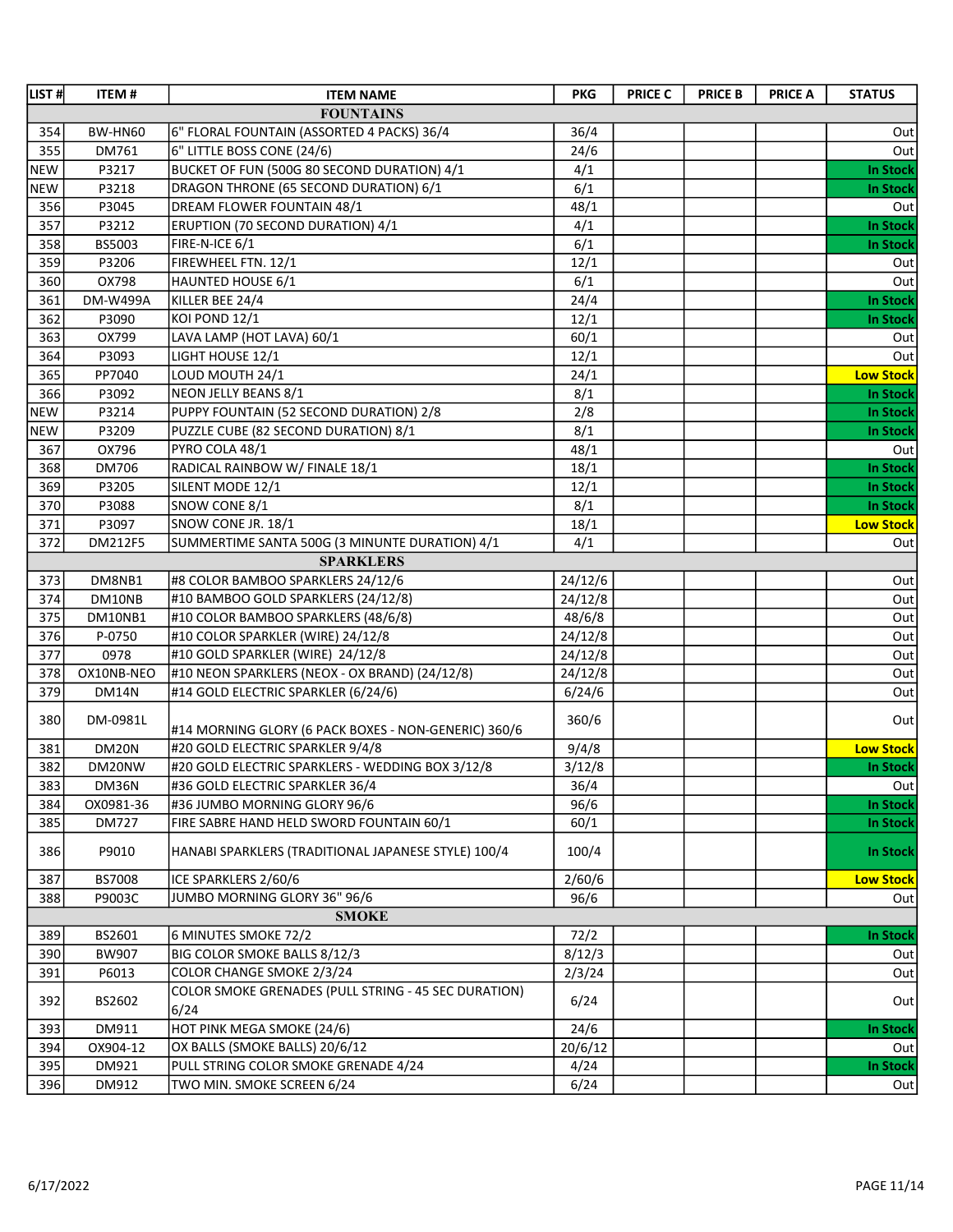| LIST # | ITEM # | ITEM NAME | PKG | PRICE C | PRICE B | PRICE A | STATUS |
|---|---|---|---|---|---|---|---|
| | | **FOUNTAINS** | | | | | |
| 354 | BW-HN60 | 6" FLORAL FOUNTAIN (ASSORTED 4 PACKS) 36/4 | 36/4 | | | | Out |
| 355 | DM761 | 6" LITTLE BOSS CONE (24/6) | 24/6 | | | | Out |
| NEW | P3217 | BUCKET OF FUN (500G 80 SECOND DURATION) 4/1 | 4/1 | | | | In Stock |
| NEW | P3218 | DRAGON THRONE (65 SECOND DURATION) 6/1 | 6/1 | | | | In Stock |
| 356 | P3045 | DREAM FLOWER FOUNTAIN 48/1 | 48/1 | | | | Out |
| 357 | P3212 | ERUPTION (70 SECOND DURATION) 4/1 | 4/1 | | | | In Stock |
| 358 | BS5003 | FIRE-N-ICE 6/1 | 6/1 | | | | In Stock |
| 359 | P3206 | FIREWHEEL FTN. 12/1 | 12/1 | | | | Out |
| 360 | OX798 | HAUNTED HOUSE 6/1 | 6/1 | | | | Out |
| 361 | DM-W499A | KILLER BEE 24/4 | 24/4 | | | | In Stock |
| 362 | P3090 | KOI POND 12/1 | 12/1 | | | | In Stock |
| 363 | OX799 | LAVA LAMP (HOT LAVA) 60/1 | 60/1 | | | | Out |
| 364 | P3093 | LIGHT HOUSE 12/1 | 12/1 | | | | Out |
| 365 | PP7040 | LOUD MOUTH 24/1 | 24/1 | | | | Low Stock |
| 366 | P3092 | NEON JELLY BEANS 8/1 | 8/1 | | | | In Stock |
| NEW | P3214 | PUPPY FOUNTAIN (52 SECOND DURATION) 2/8 | 2/8 | | | | In Stock |
| NEW | P3209 | PUZZLE CUBE (82 SECOND DURATION) 8/1 | 8/1 | | | | In Stock |
| 367 | OX796 | PYRO COLA 48/1 | 48/1 | | | | Out |
| 368 | DM706 | RADICAL RAINBOW W/ FINALE 18/1 | 18/1 | | | | In Stock |
| 369 | P3205 | SILENT MODE 12/1 | 12/1 | | | | In Stock |
| 370 | P3088 | SNOW CONE 8/1 | 8/1 | | | | In Stock |
| 371 | P3097 | SNOW CONE JR. 18/1 | 18/1 | | | | Low Stock |
| 372 | DM212F5 | SUMMERTIME SANTA 500G (3 MINUNTE DURATION) 4/1 | 4/1 | | | | Out |
| | | **SPARKLERS** | | | | | |
| 373 | DM8NB1 | #8 COLOR BAMBOO SPARKLERS 24/12/6 | 24/12/6 | | | | Out |
| 374 | DM10NB | #10 BAMBOO GOLD SPARKLERS (24/12/8) | 24/12/8 | | | | Out |
| 375 | DM10NB1 | #10 COLOR BAMBOO SPARKLERS (48/6/8) | 48/6/8 | | | | Out |
| 376 | P-0750 | #10 COLOR SPARKLER (WIRE) 24/12/8 | 24/12/8 | | | | Out |
| 377 | 0978 | #10 GOLD SPARKLER (WIRE) 24/12/8 | 24/12/8 | | | | Out |
| 378 | OX10NB-NEO | #10 NEON SPARKLERS (NEOX - OX BRAND) (24/12/8) | 24/12/8 | | | | Out |
| 379 | DM14N | #14 GOLD ELECTRIC SPARKLER (6/24/6) | 6/24/6 | | | | Out |
| 380 | DM-0981L | #14 MORNING GLORY (6 PACK BOXES - NON-GENERIC) 360/6 | 360/6 | | | | Out |
| 381 | DM20N | #20 GOLD ELECTRIC SPARKLER 9/4/8 | 9/4/8 | | | | Low Stock |
| 382 | DM20NW | #20 GOLD ELECTRIC SPARKLERS - WEDDING BOX 3/12/8 | 3/12/8 | | | | In Stock |
| 383 | DM36N | #36 GOLD ELECTRIC SPARKLER 36/4 | 36/4 | | | | Out |
| 384 | OX0981-36 | #36 JUMBO MORNING GLORY 96/6 | 96/6 | | | | In Stock |
| 385 | DM727 | FIRE SABRE HAND HELD SWORD FOUNTAIN 60/1 | 60/1 | | | | In Stock |
| 386 | P9010 | HANABI SPARKLERS (TRADITIONAL JAPANESE STYLE) 100/4 | 100/4 | | | | In Stock |
| 387 | BS7008 | ICE SPARKLERS 2/60/6 | 2/60/6 | | | | Low Stock |
| 388 | P9003C | JUMBO MORNING GLORY 36" 96/6 | 96/6 | | | | Out |
| | | **SMOKE** | | | | | |
| 389 | BS2601 | 6 MINUTES SMOKE 72/2 | 72/2 | | | | In Stock |
| 390 | BW907 | BIG COLOR SMOKE BALLS 8/12/3 | 8/12/3 | | | | Out |
| 391 | P6013 | COLOR CHANGE SMOKE 2/3/24 | 2/3/24 | | | | Out |
| 392 | BS2602 | COLOR SMOKE GRENADES (PULL STRING - 45 SEC DURATION) 6/24 | 6/24 | | | | Out |
| 393 | DM911 | HOT PINK MEGA SMOKE (24/6) | 24/6 | | | | In Stock |
| 394 | OX904-12 | OX BALLS (SMOKE BALLS) 20/6/12 | 20/6/12 | | | | Out |
| 395 | DM921 | PULL STRING COLOR SMOKE GRENADE 4/24 | 4/24 | | | | In Stock |
| 396 | DM912 | TWO MIN. SMOKE SCREEN 6/24 | 6/24 | | | | Out |

6/17/2022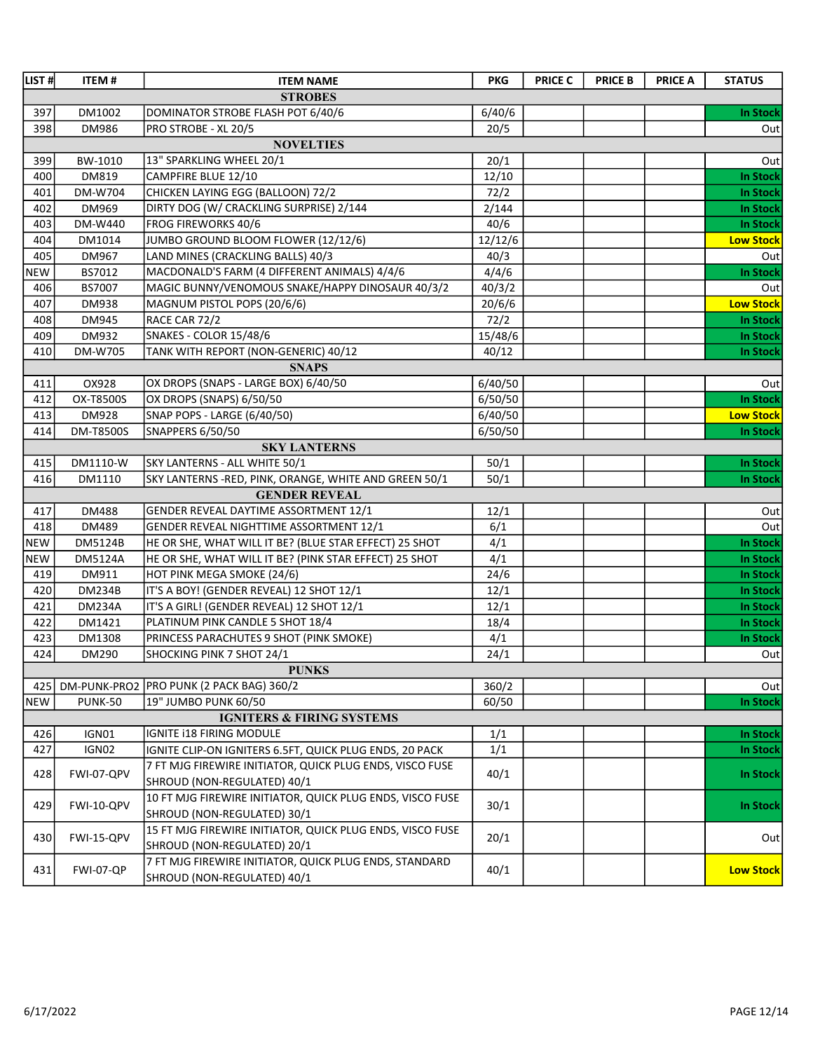| LIST # | ITEM # | ITEM NAME | PKG | PRICE C | PRICE B | PRICE A | STATUS |
|---|---|---|---|---|---|---|---|
| | | **STROBES** | | | | | |
| 397 | DM1002 | DOMINATOR STROBE FLASH POT 6/40/6 | 6/40/6 | | | | In Stock |
| 398 | DM986 | PRO STROBE - XL 20/5 | 20/5 | | | | Out |
| | | **NOVELTIES** | | | | | |
| 399 | BW-1010 | 13" SPARKLING WHEEL 20/1 | 20/1 | | | | Out |
| 400 | DM819 | CAMPFIRE BLUE 12/10 | 12/10 | | | | In Stock |
| 401 | DM-W704 | CHICKEN LAYING EGG (BALLOON) 72/2 | 72/2 | | | | In Stock |
| 402 | DM969 | DIRTY DOG (W/ CRACKLING SURPRISE) 2/144 | 2/144 | | | | In Stock |
| 403 | DM-W440 | FROG FIREWORKS 40/6 | 40/6 | | | | In Stock |
| 404 | DM1014 | JUMBO GROUND BLOOM FLOWER (12/12/6) | 12/12/6 | | | | Low Stock |
| 405 | DM967 | LAND MINES (CRACKLING BALLS) 40/3 | 40/3 | | | | Out |
| NEW | BS7012 | MACDONALD'S FARM (4 DIFFERENT ANIMALS) 4/4/6 | 4/4/6 | | | | In Stock |
| 406 | BS7007 | MAGIC BUNNY/VENOMOUS SNAKE/HAPPY DINOSAUR 40/3/2 | 40/3/2 | | | | Out |
| 407 | DM938 | MAGNUM PISTOL POPS (20/6/6) | 20/6/6 | | | | Low Stock |
| 408 | DM945 | RACE CAR 72/2 | 72/2 | | | | In Stock |
| 409 | DM932 | SNAKES - COLOR 15/48/6 | 15/48/6 | | | | In Stock |
| 410 | DM-W705 | TANK WITH REPORT (NON-GENERIC) 40/12 | 40/12 | | | | In Stock |
| | | **SNAPS** | | | | | |
| 411 | OX928 | OX DROPS (SNAPS - LARGE BOX) 6/40/50 | 6/40/50 | | | | Out |
| 412 | OX-T8500S | OX DROPS (SNAPS) 6/50/50 | 6/50/50 | | | | In Stock |
| 413 | DM928 | SNAP POPS - LARGE (6/40/50) | 6/40/50 | | | | Low Stock |
| 414 | DM-T8500S | SNAPPERS 6/50/50 | 6/50/50 | | | | In Stock |
| | | **SKY LANTERNS** | | | | | |
| 415 | DM1110-W | SKY LANTERNS - ALL WHITE 50/1 | 50/1 | | | | In Stock |
| 416 | DM1110 | SKY LANTERNS -RED, PINK, ORANGE, WHITE AND GREEN 50/1 | 50/1 | | | | In Stock |
| | | **GENDER REVEAL** | | | | | |
| 417 | DM488 | GENDER REVEAL DAYTIME ASSORTMENT 12/1 | 12/1 | | | | Out |
| 418 | DM489 | GENDER REVEAL NIGHTTIME ASSORTMENT 12/1 | 6/1 | | | | Out |
| NEW | DM5124B | HE OR SHE, WHAT WILL IT BE? (BLUE STAR EFFECT) 25 SHOT | 4/1 | | | | In Stock |
| NEW | DM5124A | HE OR SHE, WHAT WILL IT BE? (PINK STAR EFFECT) 25 SHOT | 4/1 | | | | In Stock |
| 419 | DM911 | HOT PINK MEGA SMOKE (24/6) | 24/6 | | | | In Stock |
| 420 | DM234B | IT'S A BOY! (GENDER REVEAL) 12 SHOT 12/1 | 12/1 | | | | In Stock |
| 421 | DM234A | IT'S A GIRL! (GENDER REVEAL) 12 SHOT 12/1 | 12/1 | | | | In Stock |
| 422 | DM1421 | PLATINUM PINK CANDLE 5 SHOT 18/4 | 18/4 | | | | In Stock |
| 423 | DM1308 | PRINCESS PARACHUTES 9 SHOT (PINK SMOKE) | 4/1 | | | | In Stock |
| 424 | DM290 | SHOCKING PINK 7 SHOT 24/1 | 24/1 | | | | Out |
| | | **PUNKS** | | | | | |
| 425 | DM-PUNK-PRO2 | PRO PUNK (2 PACK BAG) 360/2 | 360/2 | | | | Out |
| NEW | PUNK-50 | 19" JUMBO PUNK 60/50 | 60/50 | | | | In Stock |
| | | **IGNITERS & FIRING SYSTEMS** | | | | | |
| 426 | IGN01 | IGNITE i18 FIRING MODULE | 1/1 | | | | In Stock |
| 427 | IGN02 | IGNITE CLIP-ON IGNITERS 6.5FT, QUICK PLUG ENDS, 20 PACK | 1/1 | | | | In Stock |
| 428 | FWI-07-QPV | 7 FT MJG FIREWIRE INITIATOR, QUICK PLUG ENDS, VISCO FUSE SHROUD (NON-REGULATED) 40/1 | 40/1 | | | | In Stock |
| 429 | FWI-10-QPV | 10 FT MJG FIREWIRE INITIATOR, QUICK PLUG ENDS, VISCO FUSE SHROUD (NON-REGULATED) 30/1 | 30/1 | | | | In Stock |
| 430 | FWI-15-QPV | 15 FT MJG FIREWIRE INITIATOR, QUICK PLUG ENDS, VISCO FUSE SHROUD (NON-REGULATED) 20/1 | 20/1 | | | | Out |
| 431 | FWI-07-QP | 7 FT MJG FIREWIRE INITIATOR, QUICK PLUG ENDS, STANDARD SHROUD (NON-REGULATED) 40/1 | 40/1 | | | | Low Stock |

6/17/2022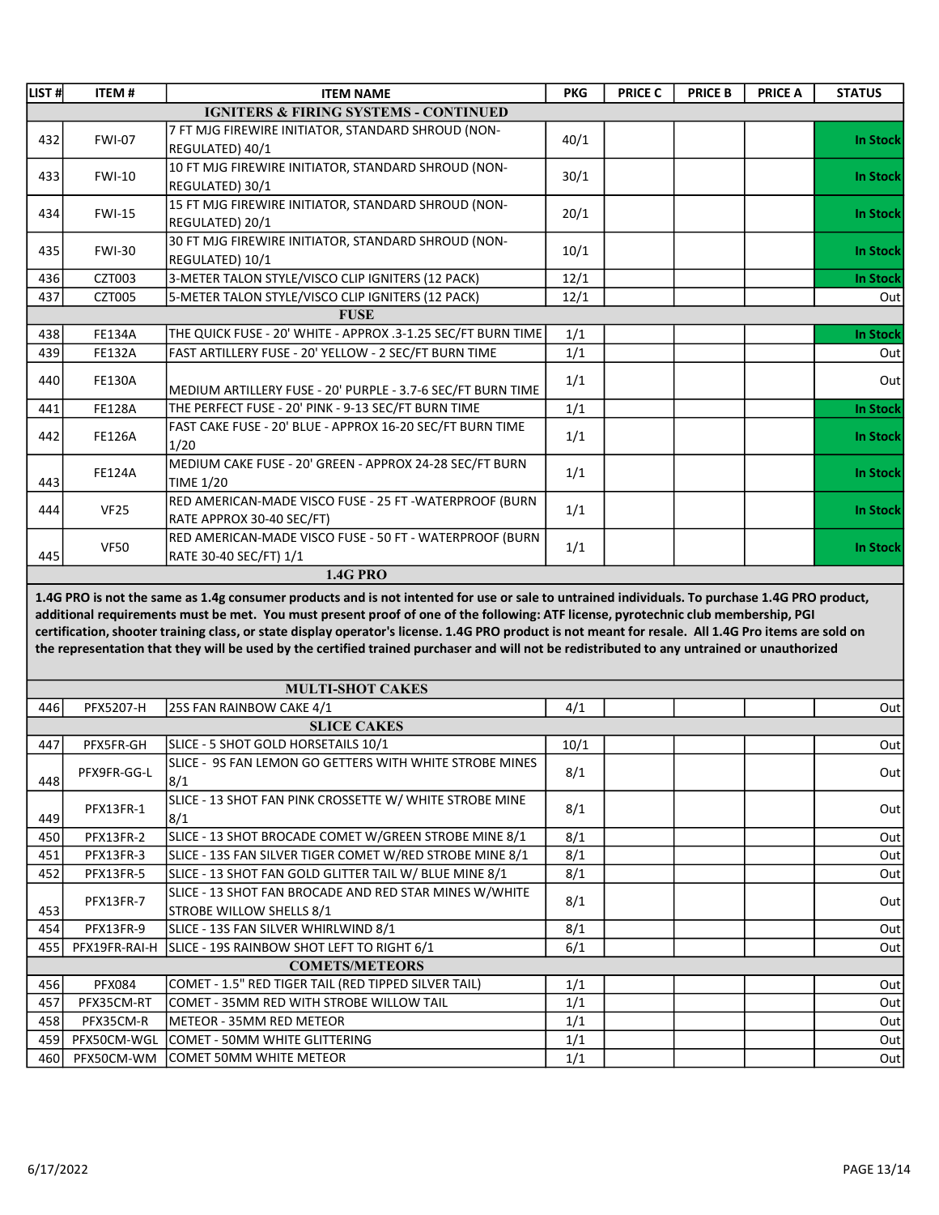| LIST # | ITEM # | ITEM NAME | PKG | PRICE C | PRICE B | PRICE A | STATUS |
|---|---|---|---|---|---|---|---|
| | | **IGNITERS & FIRING SYSTEMS - CONTINUED** | | | | | |
| 432 | FWI-07 | 7 FT MJG FIREWIRE INITIATOR, STANDARD SHROUD (NON-REGULATED) 40/1 | 40/1 | | | | In Stock |
| 433 | FWI-10 | 10 FT MJG FIREWIRE INITIATOR, STANDARD SHROUD (NON-REGULATED) 30/1 | 30/1 | | | | In Stock |
| 434 | FWI-15 | 15 FT MJG FIREWIRE INITIATOR, STANDARD SHROUD (NON-REGULATED) 20/1 | 20/1 | | | | In Stock |
| 435 | FWI-30 | 30 FT MJG FIREWIRE INITIATOR, STANDARD SHROUD (NON-REGULATED) 10/1 | 10/1 | | | | In Stock |
| 436 | CZT003 | 3-METER TALON STYLE/VISCO CLIP IGNITERS (12 PACK) | 12/1 | | | | In Stock |
| 437 | CZT005 | 5-METER TALON STYLE/VISCO CLIP IGNITERS (12 PACK) | 12/1 | | | | Out |
| | | **FUSE** | | | | | |
| 438 | FE134A | THE QUICK FUSE - 20' WHITE - APPROX .3-1.25 SEC/FT BURN TIME | 1/1 | | | | In Stock |
| 439 | FE132A | FAST ARTILLERY FUSE - 20' YELLOW - 2 SEC/FT BURN TIME | 1/1 | | | | Out |
| 440 | FE130A | MEDIUM ARTILLERY FUSE - 20' PURPLE - 3.7-6 SEC/FT BURN TIME | 1/1 | | | | Out |
| 441 | FE128A | THE PERFECT FUSE - 20' PINK - 9-13 SEC/FT BURN TIME | 1/1 | | | | In Stock |
| 442 | FE126A | FAST CAKE FUSE - 20' BLUE - APPROX 16-20 SEC/FT BURN TIME 1/20 | 1/1 | | | | In Stock |
| 443 | FE124A | MEDIUM CAKE FUSE - 20' GREEN - APPROX 24-28 SEC/FT BURN TIME 1/20 | 1/1 | | | | In Stock |
| 444 | VF25 | RED AMERICAN-MADE VISCO FUSE - 25 FT -WATERPROOF (BURN RATE APPROX 30-40 SEC/FT) | 1/1 | | | | In Stock |
| 445 | VF50 | RED AMERICAN-MADE VISCO FUSE - 50 FT - WATERPROOF (BURN RATE 30-40 SEC/FT) 1/1 | 1/1 | | | | In Stock |
| | | **1.4G PRO** | | | | | |
| | | **MULTI-SHOT CAKES** | | | | | |
| 446 | PFX5207-H | 25S FAN RAINBOW CAKE 4/1 | 4/1 | | | | Out |
| | | **SLICE CAKES** | | | | | |
| 447 | PFX5FR-GH | SLICE - 5 SHOT GOLD HORSETAILS 10/1 | 10/1 | | | | Out |
| 448 | PFX9FR-GG-L | SLICE - 9S FAN LEMON GO GETTERS WITH WHITE STROBE MINES 8/1 | 8/1 | | | | Out |
| 449 | PFX13FR-1 | SLICE - 13 SHOT FAN PINK CROSSETTE W/ WHITE STROBE MINE 8/1 | 8/1 | | | | Out |
| 450 | PFX13FR-2 | SLICE - 13 SHOT BROCADE COMET W/GREEN STROBE MINE 8/1 | 8/1 | | | | Out |
| 451 | PFX13FR-3 | SLICE - 13S FAN SILVER TIGER COMET W/RED STROBE MINE 8/1 | 8/1 | | | | Out |
| 452 | PFX13FR-5 | SLICE - 13 SHOT FAN GOLD GLITTER TAIL W/ BLUE MINE 8/1 | 8/1 | | | | Out |
| 453 | PFX13FR-7 | SLICE - 13 SHOT FAN BROCADE AND RED STAR MINES W/WHITE STROBE WILLOW SHELLS 8/1 | 8/1 | | | | Out |
| 454 | PFX13FR-9 | SLICE - 13S FAN SILVER WHIRLWIND 8/1 | 8/1 | | | | Out |
| 455 | PFX19FR-RAI-H | SLICE - 19S RAINBOW SHOT LEFT TO RIGHT 6/1 | 6/1 | | | | Out |
| | | **COMETS/METEORS** | | | | | |
| 456 | PFX084 | COMET - 1.5" RED TIGER TAIL (RED TIPPED SILVER TAIL) | 1/1 | | | | Out |
| 457 | PFX35CM-RT | COMET - 35MM RED WITH STROBE WILLOW TAIL | 1/1 | | | | Out |
| 458 | PFX35CM-R | METEOR - 35MM RED METEOR | 1/1 | | | | Out |
| 459 | PFX50CM-WGL | COMET - 50MM WHITE GLITTERING | 1/1 | | | | Out |
| 460 | PFX50CM-WM | COMET 50MM WHITE METEOR | 1/1 | | | | Out |

**1.4G PRO is not the same as 1.4g consumer products and is not intented for use or sale to untrained individuals. To purchase 1.4G PRO product, additional requirements must be met. You must present proof of one of the following: ATF license, pyrotechnic club membership, PGI certification, shooter training class, or state display operator's license. 1.4G PRO product is not meant for resale. All 1.4G Pro items are sold on the representation that they will be used by the certified trained purchaser and will not be redistributed to any untrained or unauthorized**

6/17/2022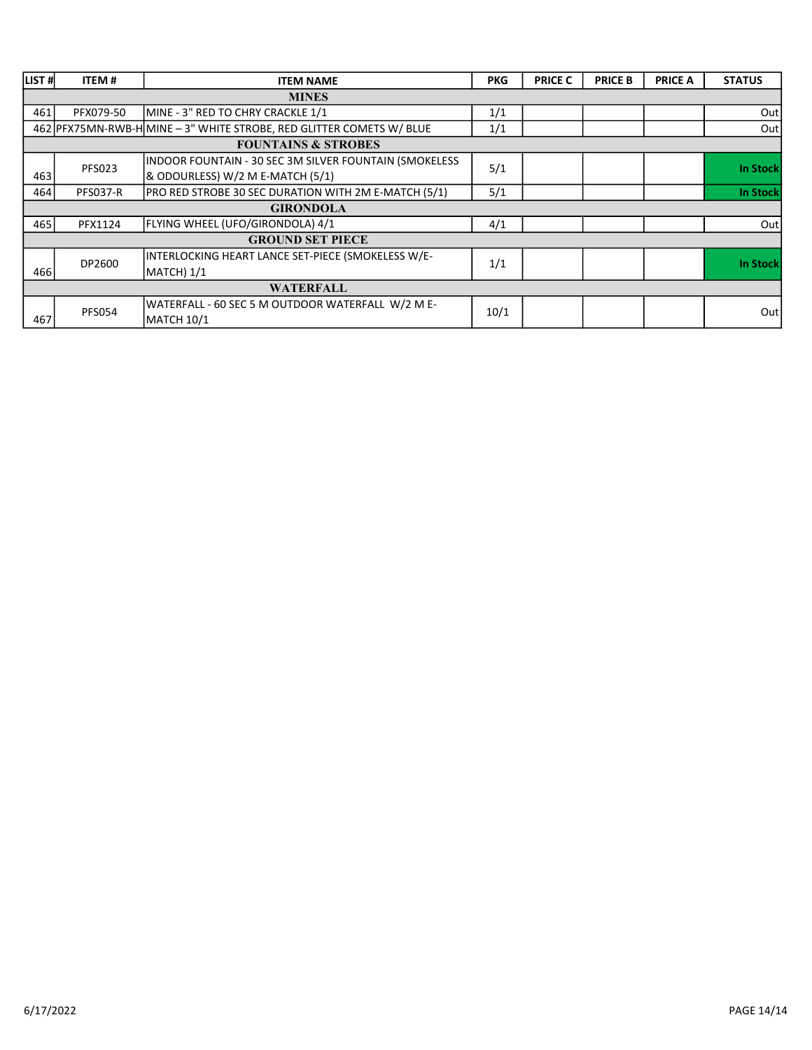| LIST # | ITEM # | ITEM NAME | PKG | PRICE C | PRICE B | PRICE A | STATUS |
|---|---|---|---|---|---|---|---|
| | | **MINES** | | | | | |
| 461 | PFX079-50 | MINE - 3" RED TO CHRY CRACKLE 1/1 | 1/1 | | | | Out |
| 462 | PFX75MN-RWB-H | MINE – 3" WHITE STROBE, RED GLITTER COMETS W/ BLUE | 1/1 | | | | Out |
| | | **FOUNTAINS & STROBES** | | | | | |
| 463 | PFS023 | INDOOR FOUNTAIN - 30 SEC 3M SILVER FOUNTAIN (SMOKELESS & ODOURLESS) W/2 M E-MATCH (5/1) | 5/1 | | | | In Stock |
| 464 | PFS037-R | PRO RED STROBE 30 SEC DURATION WITH 2M E-MATCH (5/1) | 5/1 | | | | In Stock |
| | | **GIRONDOLA** | | | | | |
| 465 | PFX1124 | FLYING WHEEL (UFO/GIRONDOLA) 4/1 | 4/1 | | | | Out |
| | | **GROUND SET PIECE** | | | | | |
| 466 | DP2600 | INTERLOCKING HEART LANCE SET-PIECE (SMOKELESS W/E-MATCH) 1/1 | 1/1 | | | | In Stock |
| | | **WATERFALL** | | | | | |
| 467 | PFS054 | WATERFALL - 60 SEC 5 M OUTDOOR WATERFALL W/2 M E-MATCH 10/1 | 10/1 | | | | Out |

6/17/2022